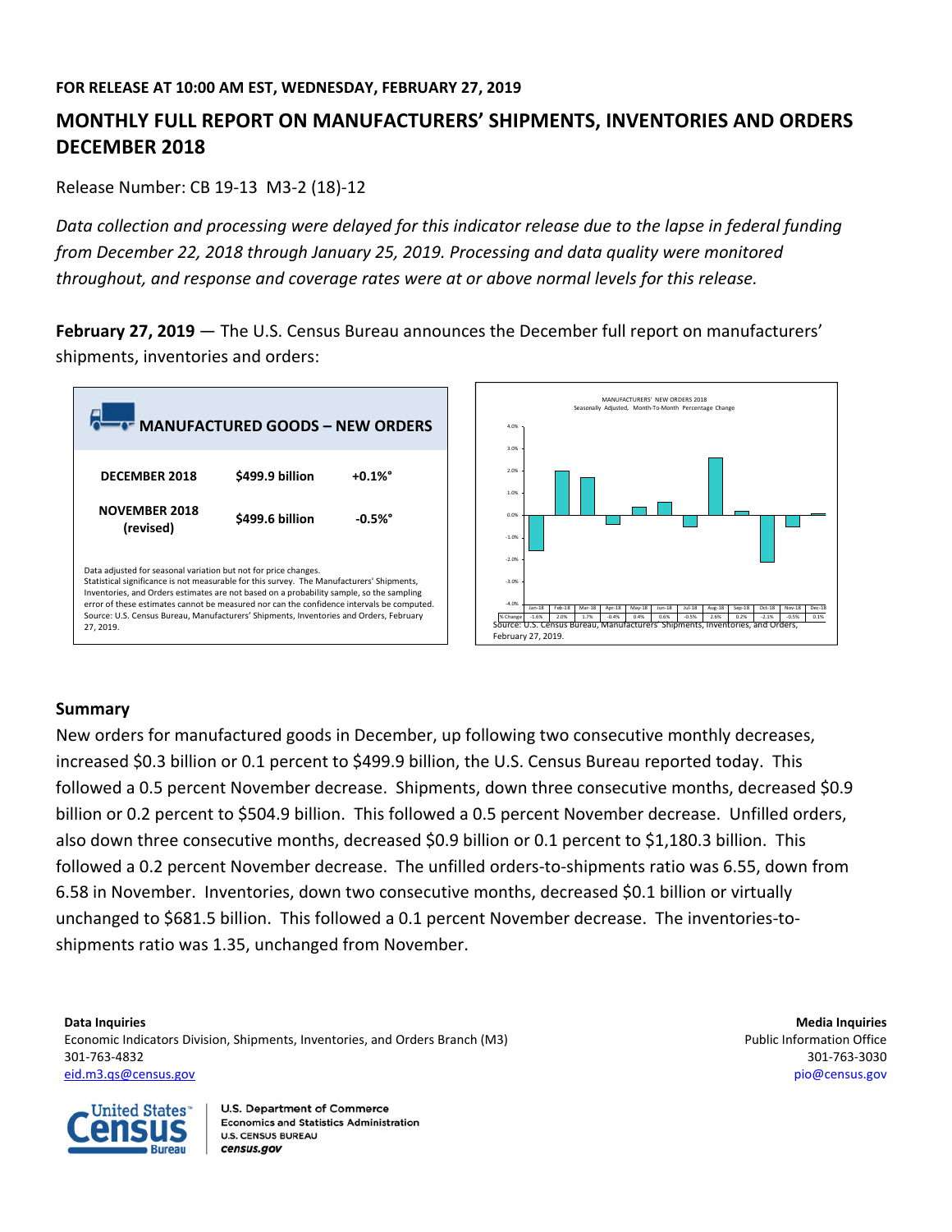**FOR RELEASE AT 10:00 AM EST, WEDNESDAY, FEBRUARY 27, 2019**

# MONTHLY FULL REPORT ON MANUFACTURERS' SHIPMENTS, INVENTORIES AND ORDERS DECEMBER 2018

Release Number: CB 19-13 M3-2 (18)-12

*Data collection and processing were delayed for this indicator release due to the lapse in federal funding from December 22, 2018 through January 25, 2019. Processing and data quality were monitored throughout, and response and coverage rates were at or above normal levels for this release.*

**February 27, 2019** — The U.S. Census Bureau announces the December full report on manufacturers' shipments, inventories and orders:

**MANUFACTURED GOODS – NEW ORDERS**

| | | |
|---|---|---|
| **DECEMBER 2018** | **$499.9 billion** | **+0.1%°** |
| **NOVEMBER 2018 (revised)** | **$499.6 billion** | **-0.5%°** |

Data adjusted for seasonal variation but not for price changes.
Statistical significance is not measurable for this survey. The Manufacturers' Shipments, Inventories, and Orders estimates are not based on a probability sample, so the sampling error of these estimates cannot be measured nor can the confidence intervals be computed.
Source: U.S. Census Bureau, Manufacturers' Shipments, Inventories and Orders, February 27, 2019.

MANUFACTURERS' NEW ORDERS 2018
Seasonally Adjusted, Month-To-Month Percentage Change

| | Jan-18 | Feb-18 | Mar-18 | Apr-18 | May-18 | Jun-18 | Jul-18 | Aug-18 | Sep-18 | Oct-18 | Nov-18 | Dec-18 |
|---|---|---|---|---|---|---|---|---|---|---|---|---|
| % Change | -1.6% | 2.0% | 1.7% | -0.4% | 0.4% | 0.6% | -0.5% | 2.6% | 0.2% | -2.1% | -0.5% | 0.1% |

Source: U.S. Census Bureau, Manufacturers' Shipments, Inventories, and Orders, February 27, 2019.

## Summary

New orders for manufactured goods in December, up following two consecutive monthly decreases, increased $0.3 billion or 0.1 percent to $499.9 billion, the U.S. Census Bureau reported today. This followed a 0.5 percent November decrease. Shipments, down three consecutive months, decreased $0.9 billion or 0.2 percent to $504.9 billion. This followed a 0.5 percent November decrease. Unfilled orders, also down three consecutive months, decreased $0.9 billion or 0.1 percent to $1,180.3 billion. This followed a 0.2 percent November decrease. The unfilled orders-to-shipments ratio was 6.55, down from 6.58 in November. Inventories, down two consecutive months, decreased $0.1 billion or virtually unchanged to $681.5 billion. This followed a 0.1 percent November decrease. The inventories-to-shipments ratio was 1.35, unchanged from November.

**Data Inquiries**
Economic Indicators Division, Shipments, Inventories, and Orders Branch (M3)
301-763-4832
eid.m3.qs@census.gov

**Media Inquiries**
Public Information Office
301-763-3030
pio@census.gov

U.S. Department of Commerce
Economics and Statistics Administration
U.S. CENSUS BUREAU
census.gov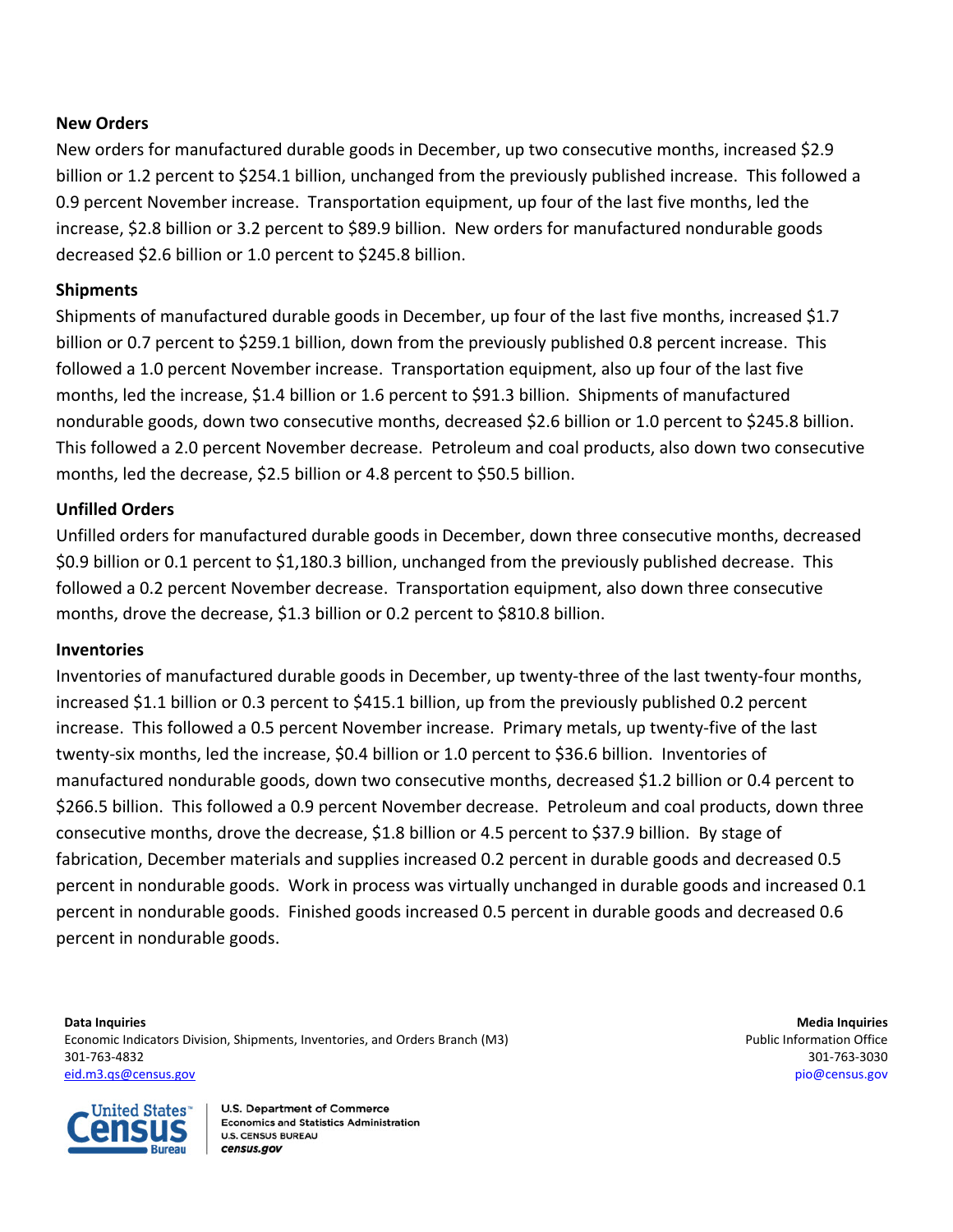**New Orders**

New orders for manufactured durable goods in December, up two consecutive months, increased $2.9 billion or 1.2 percent to $254.1 billion, unchanged from the previously published increase. This followed a 0.9 percent November increase. Transportation equipment, up four of the last five months, led the increase, $2.8 billion or 3.2 percent to $89.9 billion. New orders for manufactured nondurable goods decreased $2.6 billion or 1.0 percent to $245.8 billion.

**Shipments**

Shipments of manufactured durable goods in December, up four of the last five months, increased $1.7 billion or 0.7 percent to $259.1 billion, down from the previously published 0.8 percent increase. This followed a 1.0 percent November increase. Transportation equipment, also up four of the last five months, led the increase, $1.4 billion or 1.6 percent to $91.3 billion. Shipments of manufactured nondurable goods, down two consecutive months, decreased $2.6 billion or 1.0 percent to $245.8 billion. This followed a 2.0 percent November decrease. Petroleum and coal products, also down two consecutive months, led the decrease, $2.5 billion or 4.8 percent to $50.5 billion.

**Unfilled Orders**

Unfilled orders for manufactured durable goods in December, down three consecutive months, decreased $0.9 billion or 0.1 percent to $1,180.3 billion, unchanged from the previously published decrease. This followed a 0.2 percent November decrease. Transportation equipment, also down three consecutive months, drove the decrease, $1.3 billion or 0.2 percent to $810.8 billion.

**Inventories**

Inventories of manufactured durable goods in December, up twenty-three of the last twenty-four months, increased $1.1 billion or 0.3 percent to $415.1 billion, up from the previously published 0.2 percent increase. This followed a 0.5 percent November increase. Primary metals, up twenty-five of the last twenty-six months, led the increase, $0.4 billion or 1.0 percent to $36.6 billion. Inventories of manufactured nondurable goods, down two consecutive months, decreased $1.2 billion or 0.4 percent to $266.5 billion. This followed a 0.9 percent November decrease. Petroleum and coal products, down three consecutive months, drove the decrease, $1.8 billion or 4.5 percent to $37.9 billion. By stage of fabrication, December materials and supplies increased 0.2 percent in durable goods and decreased 0.5 percent in nondurable goods. Work in process was virtually unchanged in durable goods and increased 0.1 percent in nondurable goods. Finished goods increased 0.5 percent in durable goods and decreased 0.6 percent in nondurable goods.

**Data Inquiries**
Economic Indicators Division, Shipments, Inventories, and Orders Branch (M3)
301-763-4832
eid.m3.qs@census.gov

**Media Inquiries**
Public Information Office
301-763-3030
pio@census.gov

U.S. Department of Commerce
Economics and Statistics Administration
U.S. CENSUS BUREAU
census.gov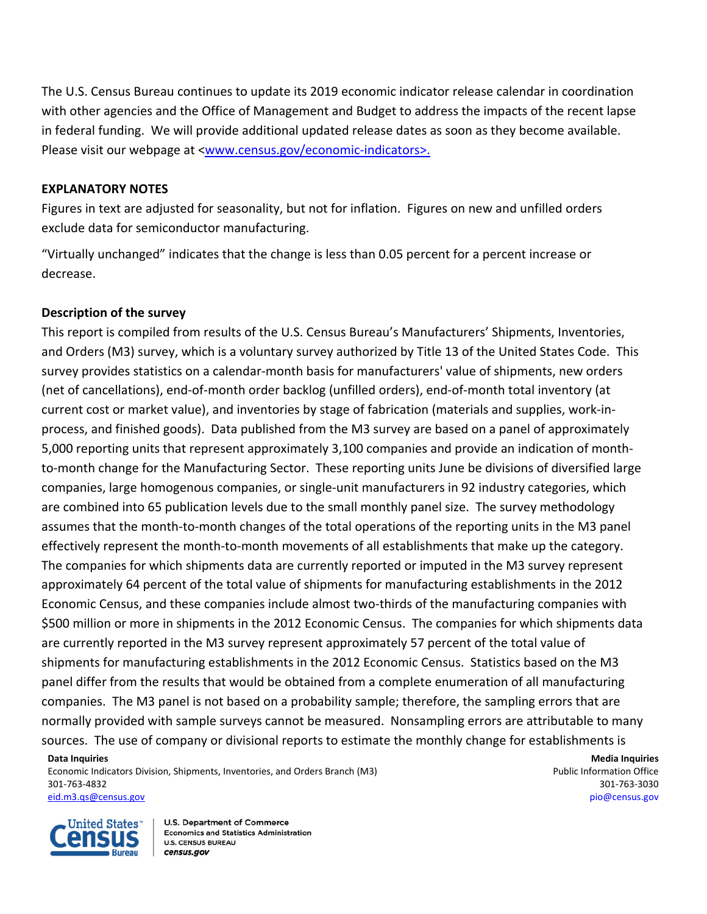The U.S. Census Bureau continues to update its 2019 economic indicator release calendar in coordination with other agencies and the Office of Management and Budget to address the impacts of the recent lapse in federal funding. We will provide additional updated release dates as soon as they become available. Please visit our webpage at <www.census.gov/economic-indicators>.

**EXPLANATORY NOTES**

Figures in text are adjusted for seasonality, but not for inflation. Figures on new and unfilled orders exclude data for semiconductor manufacturing.

"Virtually unchanged" indicates that the change is less than 0.05 percent for a percent increase or decrease.

**Description of the survey**

This report is compiled from results of the U.S. Census Bureau's Manufacturers' Shipments, Inventories, and Orders (M3) survey, which is a voluntary survey authorized by Title 13 of the United States Code. This survey provides statistics on a calendar-month basis for manufacturers' value of shipments, new orders (net of cancellations), end-of-month order backlog (unfilled orders), end-of-month total inventory (at current cost or market value), and inventories by stage of fabrication (materials and supplies, work-in-process, and finished goods). Data published from the M3 survey are based on a panel of approximately 5,000 reporting units that represent approximately 3,100 companies and provide an indication of month-to-month change for the Manufacturing Sector. These reporting units June be divisions of diversified large companies, large homogenous companies, or single-unit manufacturers in 92 industry categories, which are combined into 65 publication levels due to the small monthly panel size. The survey methodology assumes that the month-to-month changes of the total operations of the reporting units in the M3 panel effectively represent the month-to-month movements of all establishments that make up the category. The companies for which shipments data are currently reported or imputed in the M3 survey represent approximately 64 percent of the total value of shipments for manufacturing establishments in the 2012 Economic Census, and these companies include almost two-thirds of the manufacturing companies with $500 million or more in shipments in the 2012 Economic Census. The companies for which shipments data are currently reported in the M3 survey represent approximately 57 percent of the total value of shipments for manufacturing establishments in the 2012 Economic Census. Statistics based on the M3 panel differ from the results that would be obtained from a complete enumeration of all manufacturing companies. The M3 panel is not based on a probability sample; therefore, the sampling errors that are normally provided with sample surveys cannot be measured. Nonsampling errors are attributable to many sources. The use of company or divisional reports to estimate the monthly change for establishments is

**Data Inquiries**
Economic Indicators Division, Shipments, Inventories, and Orders Branch (M3)
301-763-4832
eid.m3.qs@census.gov

**Media Inquiries**
Public Information Office
301-763-3030
pio@census.gov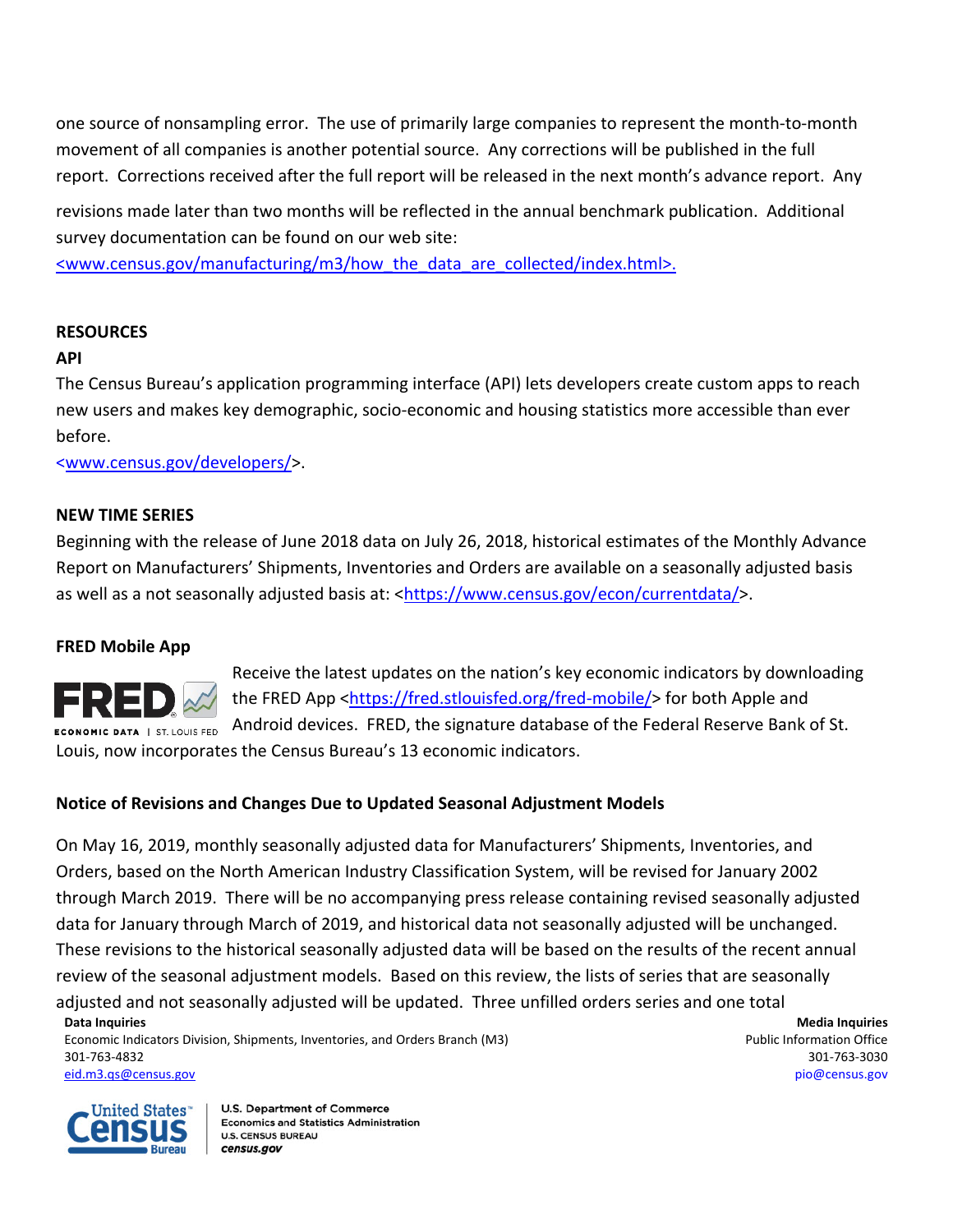one source of nonsampling error. The use of primarily large companies to represent the month-to-month movement of all companies is another potential source. Any corrections will be published in the full report. Corrections received after the full report will be released in the next month's advance report. Any revisions made later than two months will be reflected in the annual benchmark publication. Additional survey documentation can be found on our web site: <www.census.gov/manufacturing/m3/how_the_data_are_collected/index.html>.

## RESOURCES

### API

The Census Bureau's application programming interface (API) lets developers create custom apps to reach new users and makes key demographic, socio-economic and housing statistics more accessible than ever before.
<www.census.gov/developers/>.

### NEW TIME SERIES

Beginning with the release of June 2018 data on July 26, 2018, historical estimates of the Monthly Advance Report on Manufacturers' Shipments, Inventories and Orders are available on a seasonally adjusted basis as well as a not seasonally adjusted basis at: <https://www.census.gov/econ/currentdata/>.

### FRED Mobile App

Receive the latest updates on the nation's key economic indicators by downloading the FRED App <https://fred.stlouisfed.org/fred-mobile/> for both Apple and Android devices. FRED, the signature database of the Federal Reserve Bank of St. Louis, now incorporates the Census Bureau's 13 economic indicators.

### Notice of Revisions and Changes Due to Updated Seasonal Adjustment Models

On May 16, 2019, monthly seasonally adjusted data for Manufacturers' Shipments, Inventories, and Orders, based on the North American Industry Classification System, will be revised for January 2002 through March 2019. There will be no accompanying press release containing revised seasonally adjusted data for January through March of 2019, and historical data not seasonally adjusted will be unchanged. These revisions to the historical seasonally adjusted data will be based on the results of the recent annual review of the seasonal adjustment models. Based on this review, the lists of series that are seasonally adjusted and not seasonally adjusted will be updated. Three unfilled orders series and one total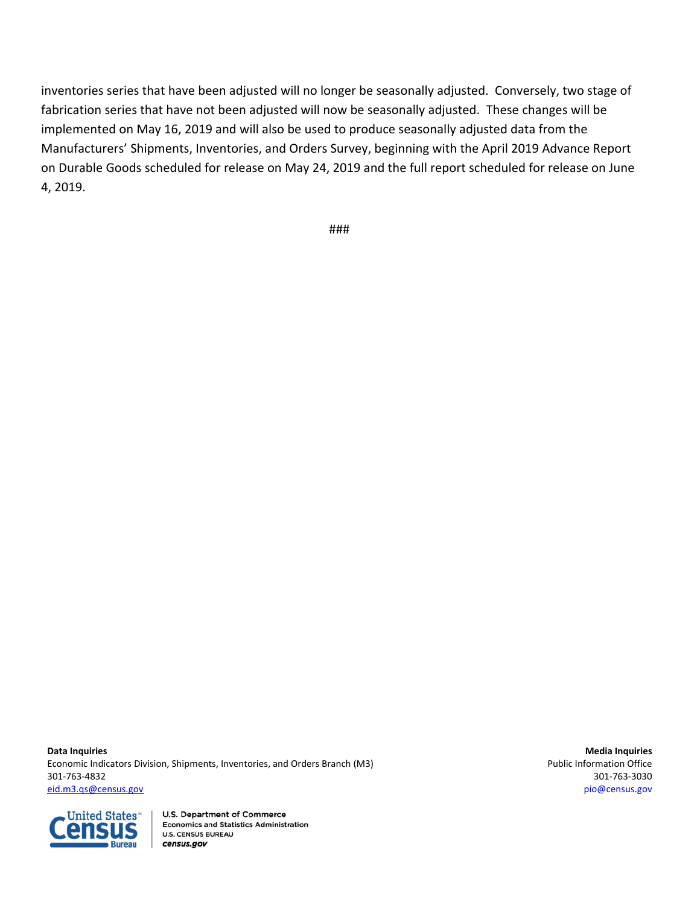inventories series that have been adjusted will no longer be seasonally adjusted. Conversely, two stage of fabrication series that have not been adjusted will now be seasonally adjusted. These changes will be implemented on May 16, 2019 and will also be used to produce seasonally adjusted data from the Manufacturers' Shipments, Inventories, and Orders Survey, beginning with the April 2019 Advance Report on Durable Goods scheduled for release on May 24, 2019 and the full report scheduled for release on June 4, 2019.

###

**Data Inquiries**
Economic Indicators Division, Shipments, Inventories, and Orders Branch (M3)
301-763-4832
eid.m3.qs@census.gov

**Media Inquiries**
Public Information Office
301-763-3030
pio@census.gov

U.S. Department of Commerce
Economics and Statistics Administration
U.S. CENSUS BUREAU
census.gov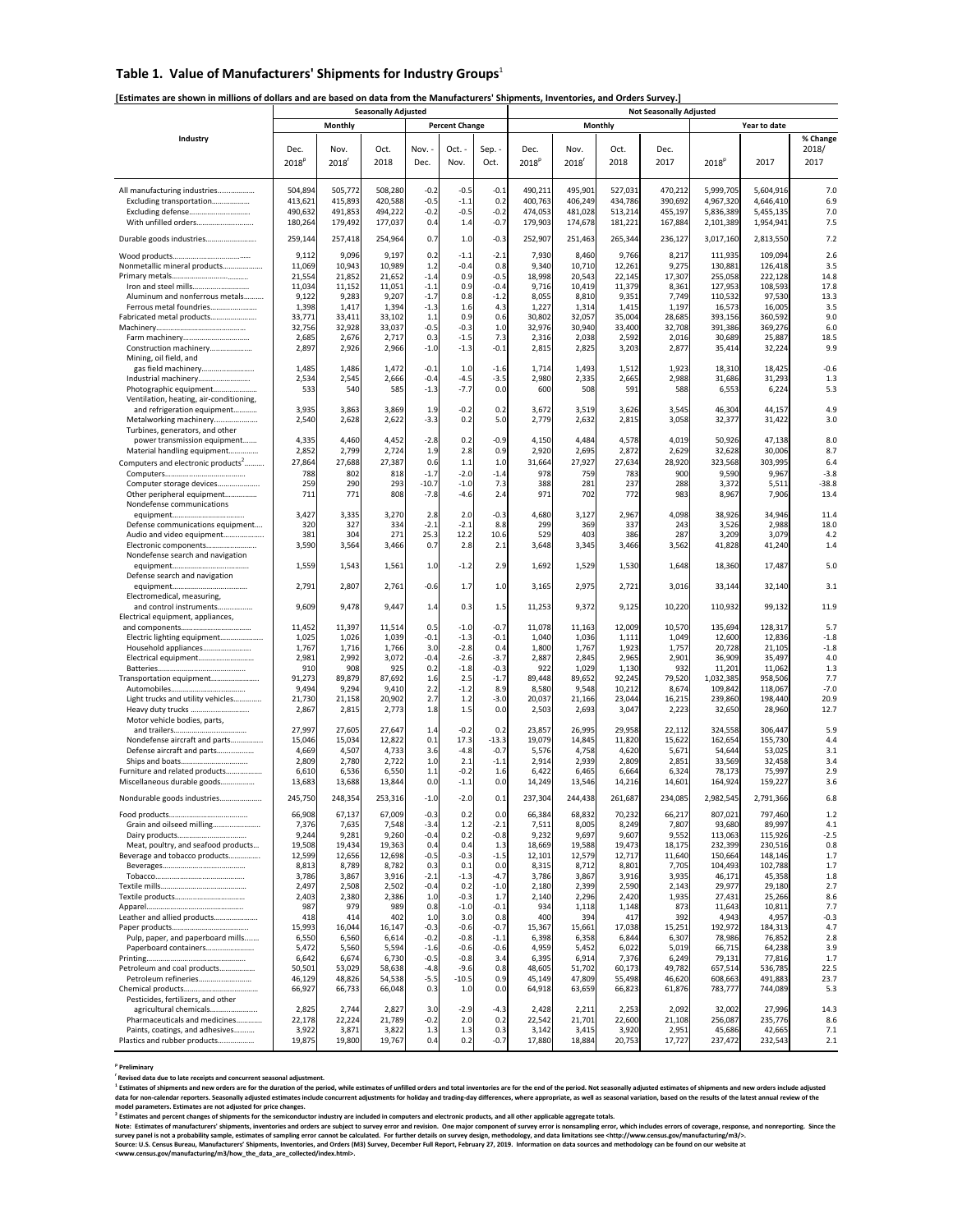## Table 1. Value of Manufacturers' Shipments for Industry Groups[1]

**[Estimates are shown in millions of dollars and are based on data from the Manufacturers' Shipments, Inventories, and Orders Survey.]**

| Industry | Seasonally Adjusted | | | | | | Not Seasonally Adjusted | | | | | | |
|---|---|---|---|---|---|---|---|---|---|---|---|---|---|
| | Monthly | | | Percent Change | | | Monthly | | | | Year to date | | |
| | Dec. 2018[p] | Nov. 2018[r] | Oct. 2018 | Nov. - Dec. | Oct. - Nov. | Sep. - Oct. | Dec. 2018[p] | Nov. 2018[r] | Oct. 2018 | Dec. 2017 | 2018[p] | 2017 | % Change 2018/ 2017 |
| All manufacturing industries | 504,894 | 505,772 | 508,280 | -0.2 | -0.5 | -0.1 | 490,211 | 495,901 | 527,031 | 470,212 | 5,999,705 | 5,604,916 | 7.0 |
| Excluding transportation | 413,621 | 415,893 | 420,588 | -0.5 | -1.1 | 0.2 | 400,763 | 406,249 | 434,786 | 390,692 | 4,967,320 | 4,646,410 | 6.9 |
| Excluding defense | 490,632 | 491,853 | 494,222 | -0.2 | -0.5 | -0.2 | 474,053 | 481,028 | 513,214 | 455,197 | 5,836,389 | 5,455,135 | 7.0 |
| With unfilled orders | 180,264 | 179,492 | 177,037 | 0.4 | 1.4 | -0.7 | 179,903 | 174,678 | 181,221 | 167,884 | 2,101,389 | 1,954,941 | 7.5 |
| Durable goods industries | 259,144 | 257,418 | 254,964 | 0.7 | 1.0 | -0.3 | 252,907 | 251,463 | 265,344 | 236,127 | 3,017,160 | 2,813,550 | 7.2 |
| Wood products | 9,112 | 9,096 | 9,197 | 0.2 | -1.1 | -2.1 | 7,930 | 8,460 | 9,766 | 8,217 | 111,935 | 109,094 | 2.6 |
| Nonmetallic mineral products | 11,069 | 10,943 | 10,989 | 1.2 | -0.4 | 0.8 | 9,340 | 10,710 | 12,261 | 9,275 | 130,881 | 126,418 | 3.5 |
| Primary metals | 21,554 | 21,852 | 21,652 | -1.4 | 0.9 | -0.5 | 18,998 | 20,543 | 22,145 | 17,307 | 255,058 | 222,128 | 14.8 |
| Iron and steel mills | 11,034 | 11,152 | 11,051 | -1.1 | 0.9 | -0.4 | 9,716 | 10,419 | 11,379 | 8,361 | 127,953 | 108,593 | 17.8 |
| Aluminum and nonferrous metals | 9,122 | 9,283 | 9,207 | -1.7 | 0.8 | -1.2 | 8,055 | 8,810 | 9,351 | 7,749 | 110,532 | 97,530 | 13.3 |
| Ferrous metal foundries | 1,398 | 1,417 | 1,394 | -1.3 | 1.6 | 4.3 | 1,227 | 1,314 | 1,415 | 1,197 | 16,573 | 16,005 | 3.5 |
| Fabricated metal products | 33,771 | 33,411 | 33,102 | 1.1 | 0.9 | 0.6 | 30,802 | 32,057 | 35,004 | 28,685 | 393,156 | 360,592 | 9.0 |
| Machinery | 32,756 | 32,928 | 33,037 | -0.5 | -0.3 | 1.0 | 32,976 | 30,940 | 33,400 | 32,708 | 391,386 | 369,276 | 6.0 |
| Farm machinery | 2,685 | 2,676 | 2,717 | 0.3 | -1.5 | 7.3 | 2,316 | 2,038 | 2,592 | 2,016 | 30,689 | 25,887 | 18.5 |
| Construction machinery | 2,897 | 2,926 | 2,966 | -1.0 | -1.3 | -0.1 | 2,815 | 2,825 | 3,203 | 2,877 | 35,414 | 32,224 | 9.9 |
| Mining, oil field, and gas field machinery | 1,485 | 1,486 | 1,472 | -0.1 | 1.0 | -1.6 | 1,714 | 1,493 | 1,512 | 1,923 | 18,310 | 18,425 | -0.6 |
| Industrial machinery | 2,534 | 2,545 | 2,666 | -0.4 | -4.5 | -3.5 | 2,980 | 2,335 | 2,665 | 2,988 | 31,686 | 31,293 | 1.3 |
| Photographic equipment | 533 | 540 | 585 | -1.3 | -7.7 | 0.0 | 600 | 508 | 591 | 588 | 6,553 | 6,224 | 5.3 |
| Ventilation, heating, air-conditioning, and refrigeration equipment | 3,935 | 3,863 | 3,869 | 1.9 | -0.2 | 0.2 | 3,672 | 3,519 | 3,626 | 3,545 | 46,304 | 44,157 | 4.9 |
| Metalworking machinery | 2,540 | 2,628 | 2,622 | -3.3 | 0.2 | 5.0 | 2,779 | 2,632 | 2,815 | 3,058 | 32,377 | 31,422 | 3.0 |
| Turbines, generators, and other power transmission equipment | 4,335 | 4,460 | 4,452 | -2.8 | 0.2 | -0.9 | 4,150 | 4,484 | 4,578 | 4,019 | 50,926 | 47,138 | 8.0 |
| Material handling equipment | 2,852 | 2,799 | 2,724 | 1.9 | 2.8 | 0.9 | 2,920 | 2,695 | 2,872 | 2,629 | 32,628 | 30,006 | 8.7 |
| Computers and electronic products[2] | 27,864 | 27,688 | 27,387 | 0.6 | 1.1 | 1.0 | 31,664 | 27,927 | 27,634 | 28,920 | 323,568 | 303,995 | 6.4 |
| Computers | 788 | 802 | 818 | -1.7 | -2.0 | -1.4 | 978 | 759 | 783 | 900 | 9,590 | 9,967 | -3.8 |
| Computer storage devices | 259 | 290 | 293 | -10.7 | -1.0 | 7.3 | 388 | 281 | 237 | 288 | 3,372 | 5,511 | -38.8 |
| Other peripheral equipment | 711 | 771 | 808 | -7.8 | -4.6 | 2.4 | 971 | 702 | 772 | 983 | 8,967 | 7,906 | 13.4 |
| Nondefense communications equipment | 3,427 | 3,335 | 3,270 | 2.8 | 2.0 | -0.3 | 4,680 | 3,127 | 2,967 | 4,098 | 38,926 | 34,946 | 11.4 |
| Defense communications equipment | 320 | 327 | 334 | -2.1 | -2.1 | 8.8 | 299 | 369 | 337 | 243 | 3,526 | 2,988 | 18.0 |
| Audio and video equipment | 381 | 304 | 271 | 25.3 | 12.2 | 10.6 | 529 | 403 | 386 | 287 | 3,209 | 3,079 | 4.2 |
| Electronic components | 3,590 | 3,564 | 3,466 | 0.7 | 2.8 | 2.1 | 3,648 | 3,345 | 3,466 | 3,562 | 41,828 | 41,240 | 1.4 |
| Nondefense search and navigation equipment | 1,559 | 1,543 | 1,561 | 1.0 | -1.2 | 2.9 | 1,692 | 1,529 | 1,530 | 1,648 | 18,360 | 17,487 | 5.0 |
| Defense search and navigation equipment | 2,791 | 2,807 | 2,761 | -0.6 | 1.7 | 1.0 | 3,165 | 2,975 | 2,721 | 3,016 | 33,144 | 32,140 | 3.1 |
| Electromedical, measuring, and control instruments | 9,609 | 9,478 | 9,447 | 1.4 | 0.3 | 1.5 | 11,253 | 9,372 | 9,125 | 10,220 | 110,932 | 99,132 | 11.9 |
| Electrical equipment, appliances, and components | 11,452 | 11,397 | 11,514 | 0.5 | -1.0 | -0.7 | 11,078 | 11,163 | 12,009 | 10,570 | 135,694 | 128,317 | 5.7 |
| Electric lighting equipment | 1,025 | 1,026 | 1,039 | -0.1 | -1.3 | -0.1 | 1,040 | 1,036 | 1,111 | 1,049 | 12,600 | 12,836 | -1.8 |
| Household appliances | 1,767 | 1,716 | 1,766 | 3.0 | -2.8 | 0.4 | 1,800 | 1,767 | 1,923 | 1,757 | 20,728 | 21,105 | -1.8 |
| Electrical equipment | 2,981 | 2,992 | 3,072 | -0.4 | -2.6 | -3.7 | 2,887 | 2,845 | 2,965 | 2,901 | 36,909 | 35,497 | 4.0 |
| Batteries | 910 | 908 | 925 | 0.2 | -1.8 | -0.3 | 922 | 1,029 | 1,130 | 932 | 11,201 | 11,062 | 1.3 |
| Transportation equipment | 91,273 | 89,879 | 87,692 | 1.6 | 2.5 | -1.7 | 89,448 | 89,652 | 92,245 | 79,520 | 1,032,385 | 958,506 | 7.7 |
| Automobiles | 9,494 | 9,294 | 9,410 | 2.2 | -1.2 | 8.9 | 8,580 | 9,548 | 10,212 | 8,674 | 109,842 | 118,067 | -7.0 |
| Light trucks and utility vehicles | 21,730 | 21,158 | 20,902 | 2.7 | 1.2 | -3.0 | 20,037 | 21,166 | 23,044 | 16,215 | 239,860 | 198,440 | 20.9 |
| Heavy duty trucks | 2,867 | 2,815 | 2,773 | 1.8 | 1.5 | 0.0 | 2,503 | 2,693 | 3,047 | 2,223 | 32,650 | 28,960 | 12.7 |
| Motor vehicle bodies, parts, and trailers | 27,997 | 27,605 | 27,647 | 1.4 | -0.2 | 0.2 | 23,857 | 26,995 | 29,958 | 22,112 | 324,558 | 306,447 | 5.9 |
| Nondefense aircraft and parts | 15,046 | 15,034 | 12,822 | 0.1 | 17.3 | -13.3 | 19,079 | 14,845 | 11,820 | 15,622 | 162,654 | 155,730 | 4.4 |
| Defense aircraft and parts | 4,669 | 4,507 | 4,733 | 3.6 | -4.8 | -0.7 | 5,576 | 4,758 | 4,620 | 5,671 | 54,644 | 53,025 | 3.1 |
| Ships and boats | 2,809 | 2,780 | 2,722 | 1.0 | 2.1 | -1.1 | 2,914 | 2,939 | 2,809 | 2,851 | 33,569 | 32,458 | 3.4 |
| Furniture and related products | 6,610 | 6,536 | 6,550 | 1.1 | -0.2 | 1.6 | 6,422 | 6,465 | 6,664 | 6,324 | 78,173 | 75,997 | 2.9 |
| Miscellaneous durable goods | 13,683 | 13,688 | 13,844 | 0.0 | -1.1 | 0.0 | 14,249 | 13,546 | 14,216 | 14,601 | 164,924 | 159,227 | 3.6 |
| Nondurable goods industries | 245,750 | 248,354 | 253,316 | -1.0 | -2.0 | 0.1 | 237,304 | 244,438 | 261,687 | 234,085 | 2,982,545 | 2,791,366 | 6.8 |
| Food products | 66,908 | 67,137 | 67,009 | -0.3 | 0.2 | 0.0 | 66,384 | 68,832 | 70,232 | 66,217 | 807,021 | 797,460 | 1.2 |
| Grain and oilseed milling | 7,376 | 7,635 | 7,548 | -3.4 | 1.2 | -2.1 | 7,511 | 8,005 | 8,249 | 7,807 | 93,680 | 89,997 | 4.1 |
| Dairy products | 9,244 | 9,281 | 9,260 | -0.4 | 0.2 | -0.8 | 9,232 | 9,697 | 9,607 | 9,552 | 113,063 | 115,926 | -2.5 |
| Meat, poultry, and seafood products | 19,508 | 19,434 | 19,363 | 0.4 | 0.4 | 1.3 | 18,669 | 19,588 | 19,473 | 18,175 | 232,399 | 230,516 | 0.8 |
| Beverage and tobacco products | 12,599 | 12,656 | 12,698 | -0.5 | -0.3 | -1.5 | 12,101 | 12,579 | 12,717 | 11,640 | 150,664 | 148,146 | 1.7 |
| Beverages | 8,813 | 8,789 | 8,782 | 0.3 | 0.1 | 0.0 | 8,315 | 8,712 | 8,801 | 7,705 | 104,493 | 102,788 | 1.7 |
| Tobacco | 3,786 | 3,867 | 3,916 | -2.1 | -1.3 | -4.7 | 3,786 | 3,867 | 3,916 | 3,935 | 46,171 | 45,358 | 1.8 |
| Textile mills | 2,497 | 2,508 | 2,502 | -0.4 | 0.2 | -1.0 | 2,180 | 2,399 | 2,590 | 2,143 | 29,977 | 29,180 | 2.7 |
| Textile products | 2,403 | 2,380 | 2,386 | 1.0 | -0.3 | 1.7 | 2,140 | 2,296 | 2,420 | 1,935 | 27,431 | 25,266 | 8.6 |
| Apparel | 987 | 979 | 989 | 0.8 | -1.0 | -0.1 | 934 | 1,118 | 1,148 | 873 | 11,643 | 10,811 | 7.7 |
| Leather and allied products | 418 | 414 | 402 | 1.0 | 3.0 | 0.8 | 400 | 394 | 417 | 392 | 4,943 | 4,957 | -0.3 |
| Paper products | 15,993 | 16,044 | 16,147 | -0.3 | -0.6 | -0.7 | 15,367 | 15,661 | 17,038 | 15,251 | 192,972 | 184,313 | 4.7 |
| Pulp, paper, and paperboard mills | 6,550 | 6,560 | 6,614 | -0.2 | -0.8 | -1.1 | 6,398 | 6,358 | 6,844 | 6,307 | 78,986 | 76,852 | 2.8 |
| Paperboard containers | 5,472 | 5,560 | 5,594 | -1.6 | -0.6 | -0.6 | 4,959 | 5,452 | 6,022 | 5,019 | 66,715 | 64,238 | 3.9 |
| Printing | 6,642 | 6,674 | 6,730 | -0.5 | -0.8 | 3.4 | 6,395 | 6,914 | 7,376 | 6,249 | 79,131 | 77,816 | 1.7 |
| Petroleum and coal products | 50,501 | 53,029 | 58,638 | -4.8 | -9.6 | 0.8 | 48,605 | 51,702 | 60,173 | 49,782 | 657,514 | 536,785 | 22.5 |
| Petroleum refineries | 46,129 | 48,826 | 54,538 | -5.5 | -10.5 | 0.9 | 45,149 | 47,809 | 55,498 | 46,620 | 608,663 | 491,883 | 23.7 |
| Chemical products | 66,927 | 66,733 | 66,048 | 0.3 | 1.0 | 0.0 | 64,918 | 63,659 | 66,823 | 61,876 | 783,777 | 744,089 | 5.3 |
| Pesticides, fertilizers, and other agricultural chemicals | 2,825 | 2,744 | 2,827 | 3.0 | -2.9 | -4.3 | 2,428 | 2,211 | 2,253 | 2,092 | 32,002 | 27,996 | 14.3 |
| Pharmaceuticals and medicines | 22,178 | 22,224 | 21,789 | -0.2 | 2.0 | 0.2 | 22,542 | 21,701 | 22,600 | 21,108 | 256,087 | 235,776 | 8.6 |
| Paints, coatings, and adhesives | 3,922 | 3,871 | 3,822 | 1.3 | 1.3 | 0.3 | 3,142 | 3,415 | 3,920 | 2,951 | 45,686 | 42,665 | 7.1 |
| Plastics and rubber products | 19,875 | 19,800 | 19,767 | 0.4 | 0.2 | -0.7 | 17,880 | 18,884 | 20,753 | 17,727 | 237,472 | 232,543 | 2.1 |

[p] Preliminary

[r] Revised data due to late receipts and concurrent seasonal adjustment.

[1] Estimates of shipments and new orders are for the duration of the period, while estimates of unfilled orders and total inventories are for the end of the period. Not seasonally adjusted estimates of shipments and new orders include adjusted data for non-calendar reporters. Seasonally adjusted estimates include concurrent adjustments for holiday and trading-day differences, where appropriate, as well as seasonal variation, based on the results of the latest annual review of the model parameters. Estimates are not adjusted for price changes.

[2] Estimates and percent changes of shipments for the semiconductor industry are included in computers and electronic products, and all other applicable aggregate totals.

Note: Estimates of manufacturers' shipments, inventories and orders are subject to survey error and revision. One major component of survey error is nonsampling error, which includes errors of coverage, response, and nonreporting. Since the survey panel is not a probability sample, estimates of sampling error cannot be calculated. For further details on survey design, methodology, and data limitations see <http://www.census.gov/manufacturing/m3/>.
Source: U.S. Census Bureau, Manufacturers' Shipments, Inventories, and Orders (M3) Survey, December Full Report, February 27, 2019. Information on data sources and methodology can be found on our website at <www.census.gov/manufacturing/m3/how_the_data_are_collected/index.html>.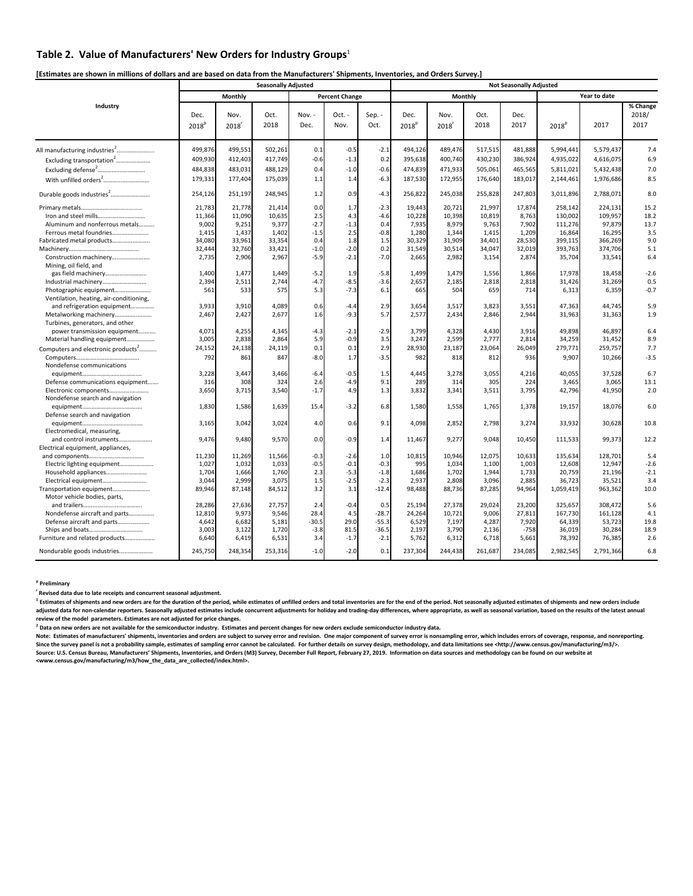## Table 2. Value of Manufacturers' New Orders for Industry Groups[1]

**[Estimates are shown in millions of dollars and are based on data from the Manufacturers' Shipments, Inventories, and Orders Survey.]**

| Industry | Seasonally Adjusted | | | | | | Not Seasonally Adjusted | | | | | | |
|---|---|---|---|---|---|---|---|---|---|---|---|---|---|
| | Monthly | | | Percent Change | | | Monthly | | | | Year to date | | |
| | Dec. 2018[p] | Nov. 2018[r] | Oct. 2018 | Nov. - Dec. | Oct. - Nov. | Sep. - Oct. | Dec. 2018[p] | Nov. 2018[r] | Oct. 2018 | Dec. 2017 | 2018[p] | 2017 | % Change 2018/ 2017 |
| All manufacturing industries[2]........................ | 499,876 | 499,551 | 502,261 | 0.1 | -0.5 | -2.1 | 494,126 | 489,476 | 517,515 | 481,888 | 5,994,441 | 5,579,437 | 7.4 |
| Excluding transportation[2]...................... | 409,930 | 412,403 | 417,749 | -0.6 | -1.3 | 0.2 | 395,638 | 400,740 | 430,230 | 386,924 | 4,935,022 | 4,616,075 | 6.9 |
| Excluding defense[2]............................ | 484,838 | 483,031 | 488,129 | 0.4 | -1.0 | -0.6 | 474,839 | 471,933 | 505,061 | 465,565 | 5,811,021 | 5,432,438 | 7.0 |
| With unfilled orders[2]............................ | 179,331 | 177,404 | 175,039 | 1.1 | 1.4 | -6.3 | 187,530 | 172,955 | 176,640 | 183,017 | 2,144,461 | 1,976,686 | 8.5 |
| Durable goods industries[2]........................ | 254,126 | 251,197 | 248,945 | 1.2 | 0.9 | -4.3 | 256,822 | 245,038 | 255,828 | 247,803 | 3,011,896 | 2,788,071 | 8.0 |
| Primary metals....................................... | 21,783 | 21,778 | 21,414 | 0.0 | 1.7 | -2.3 | 19,443 | 20,721 | 21,997 | 17,874 | 258,142 | 224,131 | 15.2 |
| Iron and steel mills.............................. | 11,366 | 11,090 | 10,635 | 2.5 | 4.3 | -4.6 | 10,228 | 10,398 | 10,819 | 8,763 | 130,002 | 109,957 | 18.2 |
| Aluminum and nonferrous metals.......... | 9,002 | 9,251 | 9,377 | -2.7 | -1.3 | 0.4 | 7,935 | 8,979 | 9,763 | 7,902 | 111,276 | 97,879 | 13.7 |
| Ferrous metal foundries....................... | 1,415 | 1,437 | 1,402 | -1.5 | 2.5 | -0.8 | 1,280 | 1,344 | 1,415 | 1,209 | 16,864 | 16,295 | 3.5 |
| Fabricated metal products........................ | 34,080 | 33,961 | 33,354 | 0.4 | 1.8 | 1.5 | 30,329 | 31,909 | 34,401 | 28,530 | 399,115 | 366,269 | 9.0 |
| Machinery............................................. | 32,444 | 32,760 | 33,421 | -1.0 | -2.0 | 0.2 | 31,549 | 30,514 | 34,047 | 32,019 | 393,763 | 374,706 | 5.1 |
| Construction machinery........................ | 2,735 | 2,906 | 2,967 | -5.9 | -2.1 | -7.0 | 2,665 | 2,982 | 3,154 | 2,874 | 35,704 | 33,541 | 6.4 |
| Mining, oil field, and gas field machinery.......................... | 1,400 | 1,477 | 1,449 | -5.2 | 1.9 | -5.8 | 1,499 | 1,479 | 1,556 | 1,866 | 17,978 | 18,458 | -2.6 |
| Industrial machinery............................ | 2,394 | 2,511 | 2,744 | -4.7 | -8.5 | -3.6 | 2,657 | 2,185 | 2,818 | 2,818 | 31,426 | 31,269 | 0.5 |
| Photographic equipment....................... | 561 | 533 | 575 | 5.3 | -7.3 | 6.1 | 665 | 504 | 659 | 714 | 6,313 | 6,359 | -0.7 |
| Ventilation, heating, air-conditioning, and refrigeration equipment............... | 3,933 | 3,910 | 4,089 | 0.6 | -4.4 | 2.9 | 3,654 | 3,517 | 3,823 | 3,551 | 47,363 | 44,745 | 5.9 |
| Metalworking machinery....................... | 2,467 | 2,427 | 2,677 | 1.6 | -9.3 | 5.7 | 2,577 | 2,434 | 2,846 | 2,944 | 31,963 | 31,363 | 1.9 |
| Turbines, generators, and other power transmission equipment........... | 4,071 | 4,255 | 4,345 | -4.3 | -2.1 | -2.9 | 3,799 | 4,328 | 4,430 | 3,916 | 49,898 | 46,897 | 6.4 |
| Material handling equipment.................. | 3,005 | 2,838 | 2,864 | 5.9 | -0.9 | 3.5 | 3,247 | 2,599 | 2,777 | 2,814 | 34,259 | 31,452 | 8.9 |
| Computers and electronic products[2]........... | 24,152 | 24,138 | 24,119 | 0.1 | 0.1 | 2.9 | 28,930 | 23,187 | 23,064 | 26,049 | 279,771 | 259,757 | 7.7 |
| Computers........................................ | 792 | 861 | 847 | -8.0 | 1.7 | -3.5 | 982 | 818 | 812 | 936 | 9,907 | 10,266 | -3.5 |
| Nondefense communications equipment....................................... | 3,228 | 3,447 | 3,466 | -6.4 | -0.5 | 1.5 | 4,445 | 3,278 | 3,055 | 4,216 | 40,055 | 37,528 | 6.7 |
| Defense communications equipment....... | 316 | 308 | 324 | 2.6 | -4.9 | 9.1 | 289 | 314 | 305 | 224 | 3,465 | 3,065 | 13.1 |
| Electronic components.......................... | 3,650 | 3,715 | 3,540 | -1.7 | 4.9 | 1.3 | 3,832 | 3,341 | 3,511 | 3,795 | 42,796 | 41,950 | 2.0 |
| Nondefense search and navigation equipment....................................... | 1,830 | 1,586 | 1,639 | 15.4 | -3.2 | 6.8 | 1,580 | 1,558 | 1,765 | 1,378 | 19,157 | 18,076 | 6.0 |
| Defense search and navigation equipment....................................... | 3,165 | 3,042 | 3,024 | 4.0 | 0.6 | 9.1 | 4,098 | 2,852 | 2,798 | 3,274 | 33,932 | 30,628 | 10.8 |
| Electromedical, measuring, and control instruments..................... | 9,476 | 9,480 | 9,570 | 0.0 | -0.9 | 1.4 | 11,467 | 9,277 | 9,048 | 10,450 | 111,533 | 99,373 | 12.2 |
| Electrical equipment, appliances, and components.................................. | 11,230 | 11,269 | 11,566 | -0.3 | -2.6 | 1.0 | 10,815 | 10,946 | 12,075 | 10,633 | 135,634 | 128,701 | 5.4 |
| Electric lighting equipment..................... | 1,027 | 1,032 | 1,033 | -0.5 | -0.1 | -0.3 | 995 | 1,034 | 1,100 | 1,003 | 12,608 | 12,947 | -2.6 |
| Household appliances........................... | 1,704 | 1,666 | 1,760 | 2.3 | -5.3 | -1.8 | 1,686 | 1,702 | 1,944 | 1,733 | 20,759 | 21,196 | -2.1 |
| Electrical equipment............................ | 3,044 | 2,999 | 3,075 | 1.5 | -2.5 | -2.3 | 2,937 | 2,808 | 3,096 | 2,885 | 36,723 | 35,521 | 3.4 |
| Transportation equipment........................ | 89,946 | 87,148 | 84,512 | 3.2 | 3.1 | -12.4 | 98,488 | 88,736 | 87,285 | 94,964 | 1,059,419 | 963,362 | 10.0 |
| Motor vehicle bodies, parts, and trailers.................................... | 28,286 | 27,636 | 27,757 | 2.4 | -0.4 | 0.5 | 25,194 | 27,378 | 29,024 | 23,200 | 325,657 | 308,472 | 5.6 |
| Nondefense aircraft and parts................ | 12,810 | 9,973 | 9,546 | 28.4 | 4.5 | -28.7 | 24,264 | 10,721 | 9,006 | 27,811 | 167,730 | 161,128 | 4.1 |
| Defense aircraft and parts.................... | 4,642 | 6,682 | 5,181 | -30.5 | 29.0 | -55.3 | 6,529 | 7,197 | 4,287 | 7,920 | 64,339 | 53,723 | 19.8 |
| Ships and boats.................................. | 3,003 | 3,122 | 1,720 | -3.8 | 81.5 | -36.5 | 2,197 | 3,790 | 2,136 | -758 | 36,019 | 30,284 | 18.9 |
| Furniture and related products.................. | 6,640 | 6,419 | 6,531 | 3.4 | -1.7 | -2.1 | 5,762 | 6,312 | 6,718 | 5,661 | 78,392 | 76,385 | 2.6 |
| Nondurable goods industries..................... | 245,750 | 248,354 | 253,316 | -1.0 | -2.0 | 0.1 | 237,304 | 244,438 | 261,687 | 234,085 | 2,982,545 | 2,791,366 | 6.8 |

**[p] Preliminary**

**[r] Revised data due to late receipts and concurrent seasonal adjustment.**

**[1] Estimates of shipments and new orders are for the duration of the period, while estimates of unfilled orders and total inventories are for the end of the period. Not seasonally adjusted estimates of shipments and new orders include adjusted data for non-calendar reporters. Seasonally adjusted estimates include concurrent adjustments for holiday and trading-day differences, where appropriate, as well as seasonal variation, based on the results of the latest annual review of the model parameters. Estimates are not adjusted for price changes.**

**[2] Data on new orders are not available for the semiconductor industry. Estimates and percent changes for new orders exclude semiconductor industry data.**

**Note: Estimates of manufacturers' shipments, inventories and orders are subject to survey error and revision. One major component of survey error is nonsampling error, which includes errors of coverage, response, and nonreporting. Since the survey panel is not a probability sample, estimates of sampling error cannot be calculated. For further details on survey design, methodology, and data limitations see <http://www.census.gov/manufacturing/m3/>.**
**Source: U.S. Census Bureau, Manufacturers' Shipments, Inventories, and Orders (M3) Survey, December Full Report, February 27, 2019. Information on data sources and methodology can be found on our website at <www.census.gov/manufacturing/m3/how_the_data_are_collected/index.html>.**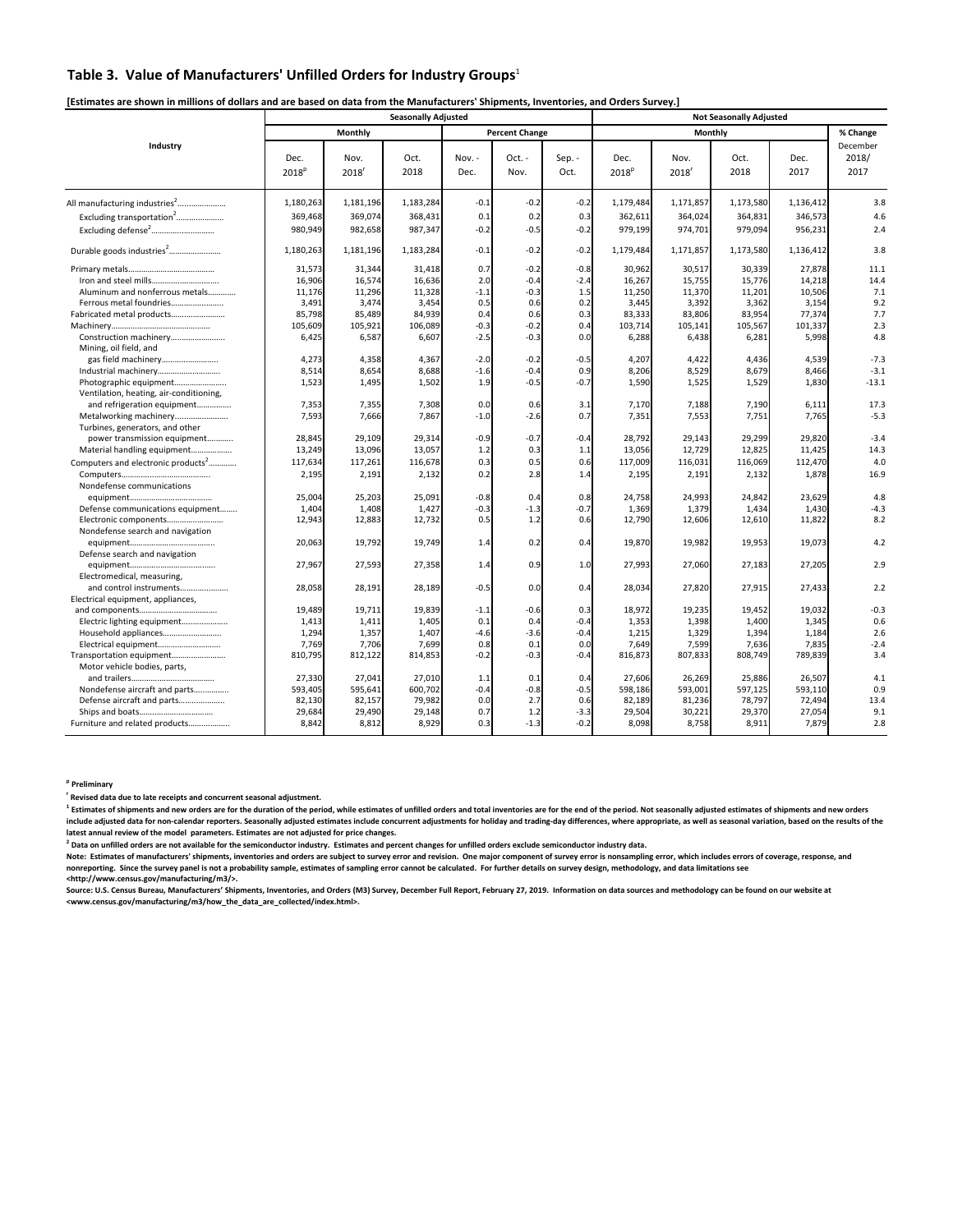## Table 3. Value of Manufacturers' Unfilled Orders for Industry Groups[1]

**[Estimates are shown in millions of dollars and are based on data from the Manufacturers' Shipments, Inventories, and Orders Survey.]**

| Industry | Seasonally Adjusted | | | | | | Not Seasonally Adjusted | | | | |
|---|---|---|---|---|---|---|---|---|---|---|---|
| | Monthly | | | Percent Change | | | Monthly | | | | % Change |
| | Dec. 2018[p] | Nov. 2018[r] | Oct. 2018 | Nov. - Dec. | Oct. - Nov. | Sep. - Oct. | Dec. 2018[p] | Nov. 2018[r] | Oct. 2018 | Dec. 2017 | December 2018/ 2017 |
| All manufacturing industries[2]...................... | 1,180,263 | 1,181,196 | 1,183,284 | -0.1 | -0.2 | -0.2 | 1,179,484 | 1,171,857 | 1,173,580 | 1,136,412 | 3.8 |
| Excluding transportation[2]...................... | 369,468 | 369,074 | 368,431 | 0.1 | 0.2 | 0.3 | 362,611 | 364,024 | 364,831 | 346,573 | 4.6 |
| Excluding defense[2]............................ | 980,949 | 982,658 | 987,347 | -0.2 | -0.5 | -0.2 | 979,199 | 974,701 | 979,094 | 956,231 | 2.4 |
| Durable goods industries[2]........................ | 1,180,263 | 1,181,196 | 1,183,284 | -0.1 | -0.2 | -0.2 | 1,179,484 | 1,171,857 | 1,173,580 | 1,136,412 | 3.8 |
| Primary metals....................................... | 31,573 | 31,344 | 31,418 | 0.7 | -0.2 | -0.8 | 30,962 | 30,517 | 30,339 | 27,878 | 11.1 |
| Iron and steel mills.............................. | 16,906 | 16,574 | 16,636 | 2.0 | -0.4 | -2.4 | 16,267 | 15,755 | 15,776 | 14,218 | 14.4 |
| Aluminum and nonferrous metals............ | 11,176 | 11,296 | 11,328 | -1.1 | -0.3 | 1.5 | 11,250 | 11,370 | 11,201 | 10,506 | 7.1 |
| Ferrous metal foundries........................ | 3,491 | 3,474 | 3,454 | 0.5 | 0.6 | 0.2 | 3,445 | 3,392 | 3,362 | 3,154 | 9.2 |
| Fabricated metal products........................ | 85,798 | 85,489 | 84,939 | 0.4 | 0.6 | 0.3 | 83,333 | 83,806 | 83,954 | 77,374 | 7.7 |
| Machinery............................................. | 105,609 | 105,921 | 106,089 | -0.3 | -0.2 | 0.4 | 103,714 | 105,141 | 105,567 | 101,337 | 2.3 |
| Construction machinery........................ | 6,425 | 6,587 | 6,607 | -2.5 | -0.3 | 0.0 | 6,288 | 6,438 | 6,281 | 5,998 | 4.8 |
| Mining, oil field, and gas field machinery......................... | 4,273 | 4,358 | 4,367 | -2.0 | -0.2 | -0.5 | 4,207 | 4,422 | 4,436 | 4,539 | -7.3 |
| Industrial machinery............................ | 8,514 | 8,654 | 8,688 | -1.6 | -0.4 | 0.9 | 8,206 | 8,529 | 8,679 | 8,466 | -3.1 |
| Photographic equipment....................... | 1,523 | 1,495 | 1,502 | 1.9 | -0.5 | -0.7 | 1,590 | 1,525 | 1,529 | 1,830 | -13.1 |
| Ventilation, heating, air-conditioning, and refrigeration equipment................ | 7,353 | 7,355 | 7,308 | 0.0 | 0.6 | 3.1 | 7,170 | 7,188 | 7,190 | 6,111 | 17.3 |
| Metalworking machinery........................ | 7,593 | 7,666 | 7,867 | -1.0 | -2.6 | 0.7 | 7,351 | 7,553 | 7,751 | 7,765 | -5.3 |
| Turbines, generators, and other power transmission equipment........... | 28,845 | 29,109 | 29,314 | -0.9 | -0.7 | -0.4 | 28,792 | 29,143 | 29,299 | 29,820 | -3.4 |
| Material handling equipment.................. | 13,249 | 13,096 | 13,057 | 1.2 | 0.3 | 1.1 | 13,056 | 12,729 | 12,825 | 11,425 | 14.3 |
| Computers and electronic products[2]............ | 117,634 | 117,261 | 116,678 | 0.3 | 0.5 | 0.6 | 117,009 | 116,031 | 116,069 | 112,470 | 4.0 |
| Computers......................................... | 2,195 | 2,191 | 2,132 | 0.2 | 2.8 | 1.4 | 2,195 | 2,191 | 2,132 | 1,878 | 16.9 |
| Nondefense communications equipment..................................... | 25,004 | 25,203 | 25,091 | -0.8 | 0.4 | 0.8 | 24,758 | 24,993 | 24,842 | 23,629 | 4.8 |
| Defense communications equipment........ | 1,404 | 1,408 | 1,427 | -0.3 | -1.3 | -0.7 | 1,369 | 1,379 | 1,434 | 1,430 | -4.3 |
| Electronic components.......................... | 12,943 | 12,883 | 12,732 | 0.5 | 1.2 | 0.6 | 12,790 | 12,606 | 12,610 | 11,822 | 8.2 |
| Nondefense search and navigation equipment...................................... | 20,063 | 19,792 | 19,749 | 1.4 | 0.2 | 0.4 | 19,870 | 19,982 | 19,953 | 19,073 | 4.2 |
| Defense search and navigation equipment...................................... | 27,967 | 27,593 | 27,358 | 1.4 | 0.9 | 1.0 | 27,993 | 27,060 | 27,183 | 27,205 | 2.9 |
| Electromedical, measuring, and control instruments...................... | 28,058 | 28,191 | 28,189 | -0.5 | 0.0 | 0.4 | 28,034 | 27,820 | 27,915 | 27,433 | 2.2 |
| Electrical equipment, appliances, and components................................... | 19,489 | 19,711 | 19,839 | -1.1 | -0.6 | 0.3 | 18,972 | 19,235 | 19,452 | 19,032 | -0.3 |
| Electric lighting equipment..................... | 1,413 | 1,411 | 1,405 | 0.1 | 0.4 | -0.4 | 1,353 | 1,398 | 1,400 | 1,345 | 0.6 |
| Household appliances.......................... | 1,294 | 1,357 | 1,407 | -4.6 | -3.6 | -0.4 | 1,215 | 1,329 | 1,394 | 1,184 | 2.6 |
| Electrical equipment............................ | 7,769 | 7,706 | 7,699 | 0.8 | 0.1 | 0.0 | 7,649 | 7,599 | 7,636 | 7,835 | -2.4 |
| Transportation equipment........................ | 810,795 | 812,122 | 814,853 | -0.2 | -0.3 | -0.4 | 816,873 | 807,833 | 808,749 | 789,839 | 3.4 |
| Motor vehicle bodies, parts, and trailers...................................... | 27,330 | 27,041 | 27,010 | 1.1 | 0.1 | 0.4 | 27,606 | 26,269 | 25,886 | 26,507 | 4.1 |
| Nondefense aircraft and parts............... | 593,405 | 595,641 | 600,702 | -0.4 | -0.8 | -0.5 | 598,186 | 593,001 | 597,125 | 593,110 | 0.9 |
| Defense aircraft and parts..................... | 82,130 | 82,157 | 79,982 | 0.0 | 2.7 | 0.6 | 82,189 | 81,236 | 78,797 | 72,494 | 13.4 |
| Ships and boats.................................. | 29,684 | 29,490 | 29,148 | 0.7 | 1.2 | -3.3 | 29,504 | 30,221 | 29,370 | 27,054 | 9.1 |
| Furniture and related products.................. | 8,842 | 8,812 | 8,929 | 0.3 | -1.3 | -0.2 | 8,098 | 8,758 | 8,911 | 7,879 | 2.8 |

[p] **Preliminary**

[r] **Revised data due to late receipts and concurrent seasonal adjustment.**

[1] **Estimates of shipments and new orders are for the duration of the period, while estimates of unfilled orders and total inventories are for the end of the period. Not seasonally adjusted estimates of shipments and new orders include adjusted data for non-calendar reporters. Seasonally adjusted estimates include concurrent adjustments for holiday and trading-day differences, where appropriate, as well as seasonal variation, based on the results of the latest annual review of the model parameters. Estimates are not adjusted for price changes.**

[2] **Data on unfilled orders are not available for the semiconductor industry. Estimates and percent changes for unfilled orders exclude semiconductor industry data.**

**Note: Estimates of manufacturers' shipments, inventories and orders are subject to survey error and revision. One major component of survey error is nonsampling error, which includes errors of coverage, response, and nonreporting. Since the survey panel is not a probability sample, estimates of sampling error cannot be calculated. For further details on survey design, methodology, and data limitations see <http://www.census.gov/manufacturing/m3/>.**

**Source: U.S. Census Bureau, Manufacturers' Shipments, Inventories, and Orders (M3) Survey, December Full Report, February 27, 2019. Information on data sources and methodology can be found on our website at <www.census.gov/manufacturing/m3/how_the_data_are_collected/index.html>.**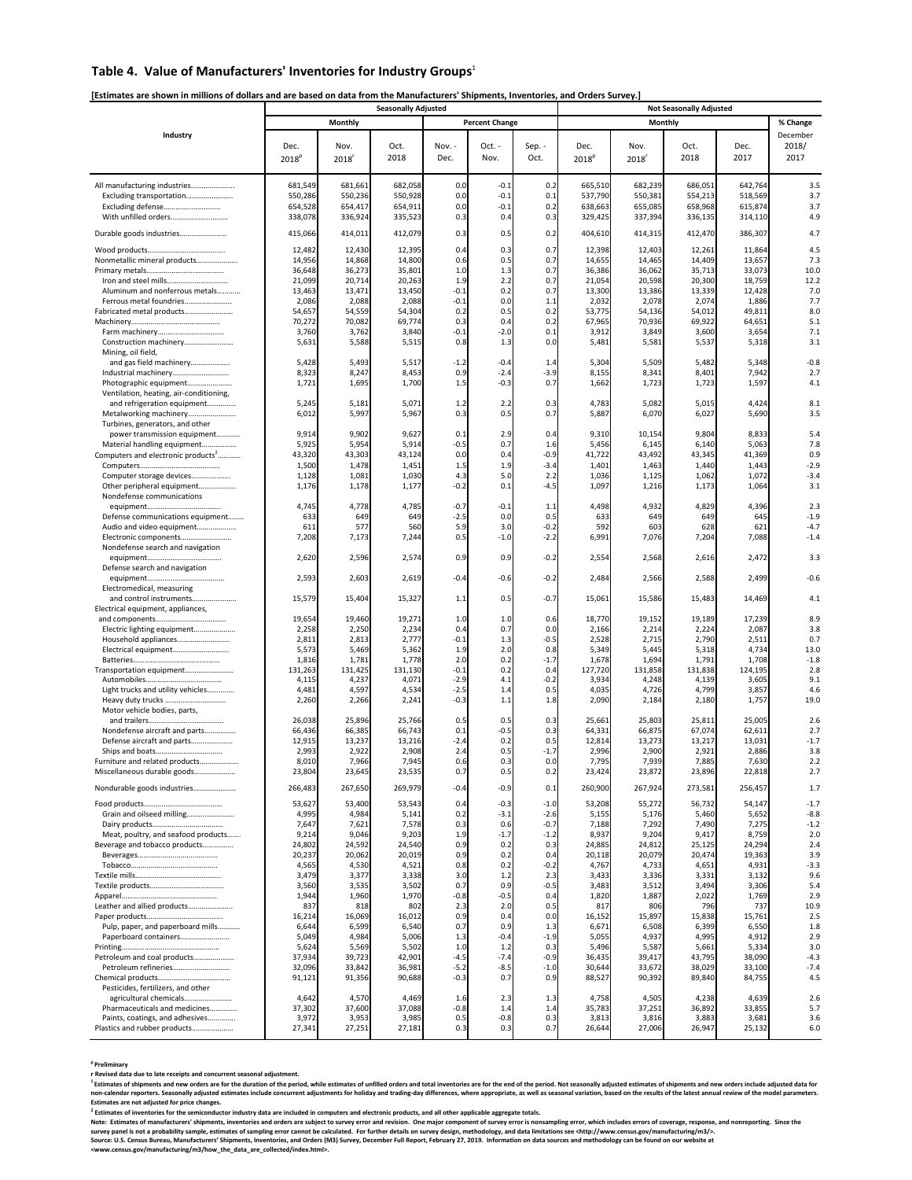## Table 4. Value of Manufacturers' Inventories for Industry Groups[1]

**[Estimates are shown in millions of dollars and are based on data from the Manufacturers' Shipments, Inventories, and Orders Survey.]**

| Industry | Seasonally Adjusted | | | | | | Not Seasonally Adjusted | | | | |
|---|---|---|---|---|---|---|---|---|---|---|---|
| | Monthly | | | Percent Change | | | Monthly | | | | % Change |
| | Dec. 2018[p] | Nov. 2018[r] | Oct. 2018 | Nov. - Dec. | Oct. - Nov. | Sep. - Oct. | Dec. 2018[p] | Nov. 2018[r] | Oct. 2018 | Dec. 2017 | December 2018/ 2017 |
| All manufacturing industries | 681,549 | 681,661 | 682,058 | 0.0 | -0.1 | 0.2 | 665,510 | 682,239 | 686,051 | 642,764 | 3.5 |
| Excluding transportation | 550,286 | 550,236 | 550,928 | 0.0 | -0.1 | 0.1 | 537,790 | 550,381 | 554,213 | 518,569 | 3.7 |
| Excluding defense | 654,528 | 654,417 | 654,911 | 0.0 | -0.1 | 0.2 | 638,663 | 655,085 | 658,968 | 615,874 | 3.7 |
| With unfilled orders | 338,078 | 336,924 | 335,523 | 0.3 | 0.4 | 0.3 | 329,425 | 337,394 | 336,135 | 314,110 | 4.9 |
| Durable goods industries | 415,066 | 414,011 | 412,079 | 0.3 | 0.5 | 0.2 | 404,610 | 414,315 | 412,470 | 386,307 | 4.7 |
| Wood products | 12,482 | 12,430 | 12,395 | 0.4 | 0.3 | 0.7 | 12,398 | 12,403 | 12,261 | 11,864 | 4.5 |
| Nonmetallic mineral products | 14,956 | 14,868 | 14,800 | 0.6 | 0.5 | 0.7 | 14,655 | 14,465 | 14,409 | 13,657 | 7.3 |
| Primary metals | 36,648 | 36,273 | 35,801 | 1.0 | 1.3 | 0.7 | 36,386 | 36,062 | 35,713 | 33,073 | 10.0 |
| Iron and steel mills | 21,099 | 20,714 | 20,263 | 1.9 | 2.2 | 0.7 | 21,054 | 20,598 | 20,300 | 18,759 | 12.2 |
| Aluminum and nonferrous metals | 13,463 | 13,471 | 13,450 | -0.1 | 0.2 | 0.7 | 13,300 | 13,386 | 13,339 | 12,428 | 7.0 |
| Ferrous metal foundries | 2,086 | 2,088 | 2,088 | -0.1 | 0.0 | 1.1 | 2,032 | 2,078 | 2,074 | 1,886 | 7.7 |
| Fabricated metal products | 54,657 | 54,559 | 54,304 | 0.2 | 0.5 | 0.2 | 53,775 | 54,136 | 54,012 | 49,811 | 8.0 |
| Machinery | 70,272 | 70,082 | 69,774 | 0.3 | 0.4 | 0.2 | 67,965 | 70,936 | 69,922 | 64,651 | 5.1 |
| Farm machinery | 3,760 | 3,762 | 3,840 | -0.1 | -2.0 | 0.1 | 3,912 | 3,849 | 3,600 | 3,654 | 7.1 |
| Construction machinery | 5,631 | 5,588 | 5,515 | 0.8 | 1.3 | 0.0 | 5,481 | 5,581 | 5,537 | 5,318 | 3.1 |
| Mining, oil field, and gas field machinery | 5,428 | 5,493 | 5,517 | -1.2 | -0.4 | 1.4 | 5,304 | 5,509 | 5,482 | 5,348 | -0.8 |
| Industrial machinery | 8,323 | 8,247 | 8,453 | 0.9 | -2.4 | -3.9 | 8,155 | 8,341 | 8,401 | 7,942 | 2.7 |
| Photographic equipment | 1,721 | 1,695 | 1,700 | 1.5 | -0.3 | 0.7 | 1,662 | 1,723 | 1,723 | 1,597 | 4.1 |
| Ventilation, heating, air-conditioning, and refrigeration equipment | 5,245 | 5,181 | 5,071 | 1.2 | 2.2 | 0.3 | 4,783 | 5,082 | 5,015 | 4,424 | 8.1 |
| Metalworking machinery | 6,012 | 5,997 | 5,967 | 0.3 | 0.5 | 0.7 | 5,887 | 6,070 | 6,027 | 5,690 | 3.5 |
| Turbines, generators, and other power transmission equipment | 9,914 | 9,902 | 9,627 | 0.1 | 2.9 | 0.4 | 9,310 | 10,154 | 9,804 | 8,833 | 5.4 |
| Material handling equipment | 5,925 | 5,954 | 5,914 | -0.5 | 0.7 | 1.6 | 5,456 | 6,145 | 6,140 | 5,063 | 7.8 |
| Computers and electronic products[2] | 43,320 | 43,303 | 43,124 | 0.0 | 0.4 | -0.9 | 41,722 | 43,492 | 43,345 | 41,369 | 0.9 |
| Computers | 1,500 | 1,478 | 1,451 | 1.5 | 1.9 | -3.4 | 1,401 | 1,463 | 1,440 | 1,443 | -2.9 |
| Computer storage devices | 1,128 | 1,081 | 1,030 | 4.3 | 5.0 | 2.2 | 1,036 | 1,125 | 1,062 | 1,072 | -3.4 |
| Other peripheral equipment | 1,176 | 1,178 | 1,177 | -0.2 | 0.1 | -4.5 | 1,097 | 1,216 | 1,173 | 1,064 | 3.1 |
| Nondefense communications equipment | 4,745 | 4,778 | 4,785 | -0.7 | -0.1 | 1.1 | 4,498 | 4,932 | 4,829 | 4,396 | 2.3 |
| Defense communications equipment | 633 | 649 | 649 | -2.5 | 0.0 | 0.5 | 633 | 649 | 649 | 645 | -1.9 |
| Audio and video equipment | 611 | 577 | 560 | 5.9 | 3.0 | -0.2 | 592 | 603 | 628 | 621 | -4.7 |
| Electronic components | 7,208 | 7,173 | 7,244 | 0.5 | -1.0 | -2.2 | 6,991 | 7,076 | 7,204 | 7,088 | -1.4 |
| Nondefense search and navigation equipment | 2,620 | 2,596 | 2,574 | 0.9 | 0.9 | -0.2 | 2,554 | 2,568 | 2,616 | 2,472 | 3.3 |
| Defense search and navigation equipment | 2,593 | 2,603 | 2,619 | -0.4 | -0.6 | -0.2 | 2,484 | 2,566 | 2,588 | 2,499 | -0.6 |
| Electromedical, measuring and control instruments | 15,579 | 15,404 | 15,327 | 1.1 | 0.5 | -0.7 | 15,061 | 15,586 | 15,483 | 14,469 | 4.1 |
| Electrical equipment, appliances, and components | 19,654 | 19,460 | 19,271 | 1.0 | 1.0 | 0.6 | 18,770 | 19,152 | 19,189 | 17,239 | 8.9 |
| Electric lighting equipment | 2,258 | 2,250 | 2,234 | 0.4 | 0.7 | 0.0 | 2,166 | 2,214 | 2,224 | 2,087 | 3.8 |
| Household appliances | 2,811 | 2,813 | 2,777 | -0.1 | 1.3 | -0.5 | 2,528 | 2,715 | 2,790 | 2,511 | 0.7 |
| Electrical equipment | 5,573 | 5,469 | 5,362 | 1.9 | 2.0 | 0.8 | 5,349 | 5,445 | 5,318 | 4,734 | 13.0 |
| Batteries | 1,816 | 1,781 | 1,778 | 2.0 | 0.2 | -1.7 | 1,678 | 1,694 | 1,791 | 1,708 | -1.8 |
| Transportation equipment | 131,263 | 131,425 | 131,130 | -0.1 | 0.2 | 0.4 | 127,720 | 131,858 | 131,838 | 124,195 | 2.8 |
| Automobiles | 4,115 | 4,237 | 4,071 | -2.9 | 4.1 | -0.2 | 3,934 | 4,248 | 4,139 | 3,605 | 9.1 |
| Light trucks and utility vehicles | 4,481 | 4,597 | 4,534 | -2.5 | 1.4 | 0.5 | 4,035 | 4,726 | 4,799 | 3,857 | 4.6 |
| Heavy duty trucks | 2,260 | 2,266 | 2,241 | -0.3 | 1.1 | 1.8 | 2,090 | 2,184 | 2,180 | 1,757 | 19.0 |
| Motor vehicle bodies, parts, and trailers | 26,038 | 25,896 | 25,766 | 0.5 | 0.5 | 0.3 | 25,661 | 25,803 | 25,811 | 25,005 | 2.6 |
| Nondefense aircraft and parts | 66,436 | 66,385 | 66,743 | 0.1 | -0.5 | 0.3 | 64,331 | 66,875 | 67,074 | 62,611 | 2.7 |
| Defense aircraft and parts | 12,915 | 13,237 | 13,216 | -2.4 | 0.2 | 0.5 | 12,814 | 13,273 | 13,217 | 13,031 | -1.7 |
| Ships and boats | 2,993 | 2,922 | 2,908 | 2.4 | 0.5 | -1.7 | 2,996 | 2,900 | 2,921 | 2,886 | 3.8 |
| Furniture and related products | 8,010 | 7,966 | 7,945 | 0.6 | 0.3 | 0.0 | 7,795 | 7,939 | 7,885 | 7,630 | 2.2 |
| Miscellaneous durable goods | 23,804 | 23,645 | 23,535 | 0.7 | 0.5 | 0.2 | 23,424 | 23,872 | 23,896 | 22,818 | 2.7 |
| Nondurable goods industries | 266,483 | 267,650 | 269,979 | -0.4 | -0.9 | 0.1 | 260,900 | 267,924 | 273,581 | 256,457 | 1.7 |
| Food products | 53,627 | 53,400 | 53,543 | 0.4 | -0.3 | -1.0 | 53,208 | 55,272 | 56,732 | 54,147 | -1.7 |
| Grain and oilseed milling | 4,995 | 4,984 | 5,141 | 0.2 | -3.1 | -2.6 | 5,155 | 5,176 | 5,460 | 5,652 | -8.8 |
| Dairy products | 7,647 | 7,621 | 7,578 | 0.3 | 0.6 | -0.7 | 7,188 | 7,292 | 7,490 | 7,275 | -1.2 |
| Meat, poultry, and seafood products | 9,214 | 9,046 | 9,203 | 1.9 | -1.7 | -1.2 | 8,937 | 9,204 | 9,417 | 8,759 | 2.0 |
| Beverage and tobacco products | 24,802 | 24,592 | 24,540 | 0.9 | 0.2 | 0.3 | 24,885 | 24,812 | 25,125 | 24,294 | 2.4 |
| Beverages | 20,237 | 20,062 | 20,019 | 0.9 | 0.2 | 0.4 | 20,118 | 20,079 | 20,474 | 19,363 | 3.9 |
| Tobacco | 4,565 | 4,530 | 4,521 | 0.8 | 0.2 | -0.2 | 4,767 | 4,733 | 4,651 | 4,931 | -3.3 |
| Textile mills | 3,479 | 3,377 | 3,338 | 3.0 | 1.2 | 2.3 | 3,433 | 3,336 | 3,331 | 3,132 | 9.6 |
| Textile products | 3,560 | 3,535 | 3,502 | 0.7 | 0.9 | -0.5 | 3,483 | 3,512 | 3,494 | 3,306 | 5.4 |
| Apparel | 1,944 | 1,960 | 1,970 | -0.8 | -0.5 | 0.4 | 1,820 | 1,887 | 2,022 | 1,769 | 2.9 |
| Leather and allied products | 837 | 818 | 802 | 2.3 | 2.0 | 0.5 | 817 | 806 | 796 | 737 | 10.9 |
| Paper products | 16,214 | 16,069 | 16,012 | 0.9 | 0.4 | 0.0 | 16,152 | 15,897 | 15,838 | 15,761 | 2.5 |
| Pulp, paper, and paperboard mills | 6,644 | 6,599 | 6,540 | 0.7 | 0.9 | 1.3 | 6,671 | 6,508 | 6,399 | 6,550 | 1.8 |
| Paperboard containers | 5,049 | 4,984 | 5,006 | 1.3 | -0.4 | -1.9 | 5,055 | 4,937 | 4,995 | 4,912 | 2.9 |
| Printing | 5,624 | 5,569 | 5,502 | 1.0 | 1.2 | 0.3 | 5,496 | 5,587 | 5,661 | 5,334 | 3.0 |
| Petroleum and coal products | 37,934 | 39,723 | 42,901 | -4.5 | -7.4 | -0.9 | 36,435 | 39,417 | 43,795 | 38,090 | -4.3 |
| Petroleum refineries | 32,096 | 33,842 | 36,981 | -5.2 | -8.5 | -1.0 | 30,644 | 33,672 | 38,029 | 33,100 | -7.4 |
| Chemical products | 91,121 | 91,356 | 90,688 | -0.3 | 0.7 | 0.9 | 88,527 | 90,392 | 89,840 | 84,755 | 4.5 |
| Pesticides, fertilizers, and other agricultural chemicals | 4,642 | 4,570 | 4,469 | 1.6 | 2.3 | 1.3 | 4,758 | 4,505 | 4,238 | 4,639 | 2.6 |
| Pharmaceuticals and medicines | 37,302 | 37,600 | 37,088 | -0.8 | 1.4 | 1.4 | 35,783 | 37,251 | 36,892 | 33,855 | 5.7 |
| Paints, coatings, and adhesives | 3,972 | 3,953 | 3,985 | 0.5 | -0.8 | 0.3 | 3,813 | 3,816 | 3,883 | 3,681 | 3.6 |
| Plastics and rubber products | 27,341 | 27,251 | 27,181 | 0.3 | 0.3 | 0.7 | 26,644 | 27,006 | 26,947 | 25,132 | 6.0 |

**p Preliminary**

**r Revised data due to late receipts and concurrent seasonal adjustment.**

**[1] Estimates of shipments and new orders are for the duration of the period, while estimates of unfilled orders and total inventories are for the end of the period. Not seasonally adjusted estimates of shipments and new orders include adjusted data for non-calendar reporters. Seasonally adjusted estimates include concurrent adjustments for holiday and trading-day differences, where appropriate, as well as seasonal variation, based on the results of the latest annual review of the model parameters. Estimates are not adjusted for price changes.**

**[2] Estimates of inventories for the semiconductor industry data are included in computers and electronic products, and all other applicable aggregate totals.**

**Note: Estimates of manufacturers' shipments, inventories and orders are subject to survey error and revision. One major component of survey error is nonsampling error, which includes errors of coverage, response, and nonreporting. Since the survey panel is not a probability sample, estimates of sampling error cannot be calculated. For further details on survey design, methodology, and data limitations see <http://www.census.gov/manufacturing/m3/>.**

**Source: U.S. Census Bureau, Manufacturers' Shipments, Inventories, and Orders (M3) Survey, December Full Report, February 27, 2019. Information on data sources and methodology can be found on our website at <www.census.gov/manufacturing/m3/how_the_data_are_collected/index.html>.**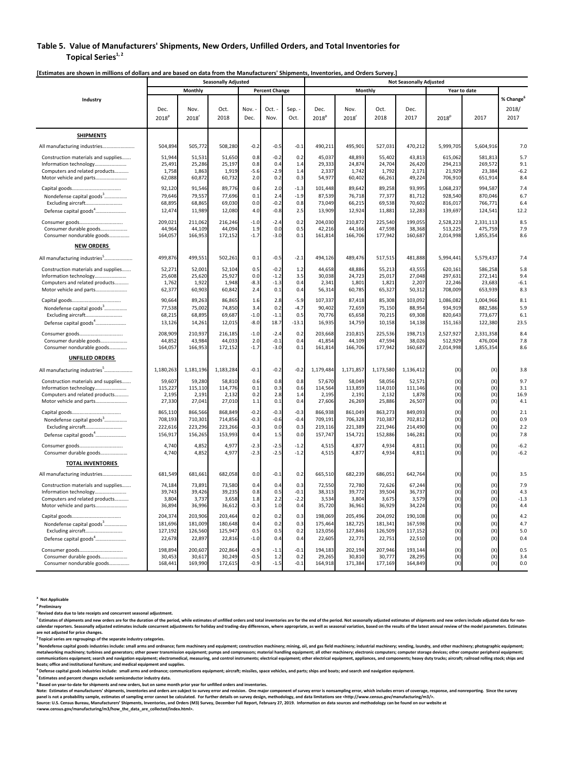# Table 5. Value of Manufacturers' Shipments, New Orders, Unfilled Orders, and Total Inventories for Topical Series[1, 2]

**[Estimates are shown in millions of dollars and are based on data from the Manufacturers' Shipments, Inventories, and Orders Survey.]**

| Industry | Seasonally Adjusted | | | | | | Not Seasonally Adjusted | | | | | | |
|---|---|---|---|---|---|---|---|---|---|---|---|---|---|
| | Monthly | | | Percent Change | | | Monthly | | | | Year to date | | |
| | Dec. 2018[p] | Nov. 2018[r] | Oct. 2018 | Nov. - Dec. | Oct. - Nov. | Sep. - Oct. | Dec. 2018[p] | Nov. 2018[r] | Oct. 2018 | Dec. 2017 | 2018[p] | 2017 | % Change[6] 2018/ 2017 |
| **SHIPMENTS** | | | | | | | | | | | | | |
| All manufacturing industries | 504,894 | 505,772 | 508,280 | -0.2 | -0.5 | -0.1 | 490,211 | 495,901 | 527,031 | 470,212 | 5,999,705 | 5,604,916 | 7.0 |
| Construction materials and supplies | 51,944 | 51,531 | 51,650 | 0.8 | -0.2 | 0.2 | 45,037 | 48,893 | 55,402 | 43,813 | 615,062 | 581,813 | 5.7 |
| Information technology | 25,491 | 25,286 | 25,197 | 0.8 | 0.4 | 1.4 | 29,333 | 24,874 | 24,704 | 26,420 | 294,213 | 269,572 | 9.1 |
| Computers and related products | 1,758 | 1,863 | 1,919 | -5.6 | -2.9 | 1.4 | 2,337 | 1,742 | 1,792 | 2,171 | 21,929 | 23,384 | -6.2 |
| Motor vehicle and parts | 62,088 | 60,872 | 60,732 | 2.0 | 0.2 | 0.3 | 54,977 | 60,402 | 66,261 | 49,224 | 706,910 | 651,914 | 8.4 |
| Capital goods | 92,120 | 91,546 | 89,776 | 0.6 | 2.0 | -1.3 | 101,448 | 89,642 | 89,258 | 93,995 | 1,068,237 | 994,587 | 7.4 |
| Nondefense capital goods[3] | 79,646 | 79,557 | 77,696 | 0.1 | 2.4 | -1.9 | 87,539 | 76,718 | 77,377 | 81,712 | 928,540 | 870,046 | 6.7 |
| Excluding aircraft | 68,895 | 68,865 | 69,030 | 0.0 | -0.2 | 0.8 | 73,049 | 66,215 | 69,538 | 70,602 | 816,017 | 766,771 | 6.4 |
| Defense capital goods[4] | 12,474 | 11,989 | 12,080 | 4.0 | -0.8 | 2.5 | 13,909 | 12,924 | 11,881 | 12,283 | 139,697 | 124,541 | 12.2 |
| Consumer goods | 209,021 | 211,062 | 216,246 | -1.0 | -2.4 | 0.2 | 204,030 | 210,872 | 225,540 | 199,055 | 2,528,223 | 2,331,113 | 8.5 |
| Consumer durable goods | 44,964 | 44,109 | 44,094 | 1.9 | 0.0 | 0.5 | 42,216 | 44,166 | 47,598 | 38,368 | 513,225 | 475,759 | 7.9 |
| Consumer nondurable goods | 164,057 | 166,953 | 172,152 | -1.7 | -3.0 | 0.1 | 161,814 | 166,706 | 177,942 | 160,687 | 2,014,998 | 1,855,354 | 8.6 |
| **NEW ORDERS** | | | | | | | | | | | | | |
| All manufacturing industries[5] | 499,876 | 499,551 | 502,261 | 0.1 | -0.5 | -2.1 | 494,126 | 489,476 | 517,515 | 481,888 | 5,994,441 | 5,579,437 | 7.4 |
| Construction materials and supplies | 52,271 | 52,001 | 52,104 | 0.5 | -0.2 | 1.2 | 44,658 | 48,886 | 55,213 | 43,555 | 620,161 | 586,258 | 5.8 |
| Information technology | 25,608 | 25,620 | 25,927 | 0.0 | -1.2 | 3.5 | 30,038 | 24,723 | 25,017 | 27,048 | 297,631 | 272,141 | 9.4 |
| Computers and related products | 1,762 | 1,922 | 1,948 | -8.3 | -1.3 | 0.4 | 2,341 | 1,801 | 1,821 | 2,207 | 22,246 | 23,683 | -6.1 |
| Motor vehicle and parts | 62,377 | 60,903 | 60,842 | 2.4 | 0.1 | 0.4 | 56,314 | 60,785 | 65,327 | 50,312 | 708,009 | 653,939 | 8.3 |
| Capital goods | 90,664 | 89,263 | 86,865 | 1.6 | 2.8 | -5.9 | 107,337 | 87,418 | 85,308 | 103,092 | 1,086,082 | 1,004,966 | 8.1 |
| Nondefense capital goods[3] | 77,538 | 75,002 | 74,850 | 3.4 | 0.2 | -4.7 | 90,402 | 72,659 | 75,150 | 88,954 | 934,919 | 882,586 | 5.9 |
| Excluding aircraft | 68,215 | 68,895 | 69,687 | -1.0 | -1.1 | 0.5 | 70,776 | 65,658 | 70,215 | 69,308 | 820,643 | 773,677 | 6.1 |
| Defense capital goods[4] | 13,126 | 14,261 | 12,015 | -8.0 | 18.7 | -13.1 | 16,935 | 14,759 | 10,158 | 14,138 | 151,163 | 122,380 | 23.5 |
| Consumer goods | 208,909 | 210,937 | 216,185 | -1.0 | -2.4 | 0.2 | 203,668 | 210,815 | 225,536 | 198,713 | 2,527,927 | 2,331,358 | 8.4 |
| Consumer durable goods | 44,852 | 43,984 | 44,033 | 2.0 | -0.1 | 0.4 | 41,854 | 44,109 | 47,594 | 38,026 | 512,929 | 476,004 | 7.8 |
| Consumer nondurable goods | 164,057 | 166,953 | 172,152 | -1.7 | -3.0 | 0.1 | 161,814 | 166,706 | 177,942 | 160,687 | 2,014,998 | 1,855,354 | 8.6 |
| **UNFILLED ORDERS** | | | | | | | | | | | | | |
| All manufacturing industries[5] | 1,180,263 | 1,181,196 | 1,183,284 | -0.1 | -0.2 | -0.2 | 1,179,484 | 1,171,857 | 1,173,580 | 1,136,412 | (X) | (X) | 3.8 |
| Construction materials and supplies | 59,607 | 59,280 | 58,810 | 0.6 | 0.8 | 0.8 | 57,670 | 58,049 | 58,056 | 52,571 | (X) | (X) | 9.7 |
| Information technology | 115,227 | 115,110 | 114,776 | 0.1 | 0.3 | 0.6 | 114,564 | 113,859 | 114,010 | 111,146 | (X) | (X) | 3.1 |
| Computers and related products | 2,195 | 2,191 | 2,132 | 0.2 | 2.8 | 1.4 | 2,195 | 2,191 | 2,132 | 1,878 | (X) | (X) | 16.9 |
| Motor vehicle and parts | 27,330 | 27,041 | 27,010 | 1.1 | 0.1 | 0.4 | 27,606 | 26,269 | 25,886 | 26,507 | (X) | (X) | 4.1 |
| Capital goods | 865,110 | 866,566 | 868,849 | -0.2 | -0.3 | -0.3 | 866,938 | 861,049 | 863,273 | 849,093 | (X) | (X) | 2.1 |
| Nondefense capital goods[3] | 708,193 | 710,301 | 714,856 | -0.3 | -0.6 | -0.4 | 709,191 | 706,328 | 710,387 | 702,812 | (X) | (X) | 0.9 |
| Excluding aircraft | 222,616 | 223,296 | 223,266 | -0.3 | 0.0 | 0.3 | 219,116 | 221,389 | 221,946 | 214,490 | (X) | (X) | 2.2 |
| Defense capital goods[4] | 156,917 | 156,265 | 153,993 | 0.4 | 1.5 | 0.0 | 157,747 | 154,721 | 152,886 | 146,281 | (X) | (X) | 7.8 |
| Consumer goods | 4,740 | 4,852 | 4,977 | -2.3 | -2.5 | -1.2 | 4,515 | 4,877 | 4,934 | 4,811 | (X) | (X) | -6.2 |
| Consumer durable goods | 4,740 | 4,852 | 4,977 | -2.3 | -2.5 | -1.2 | 4,515 | 4,877 | 4,934 | 4,811 | (X) | (X) | -6.2 |
| **TOTAL INVENTORIES** | | | | | | | | | | | | | |
| All manufacturing industries | 681,549 | 681,661 | 682,058 | 0.0 | -0.1 | 0.2 | 665,510 | 682,239 | 686,051 | 642,764 | (X) | (X) | 3.5 |
| Construction materials and supplies | 74,184 | 73,891 | 73,580 | 0.4 | 0.4 | 0.3 | 72,550 | 72,780 | 72,626 | 67,244 | (X) | (X) | 7.9 |
| Information technology | 39,743 | 39,426 | 39,235 | 0.8 | 0.5 | -0.1 | 38,313 | 39,772 | 39,504 | 36,737 | (X) | (X) | 4.3 |
| Computers and related products | 3,804 | 3,737 | 3,658 | 1.8 | 2.2 | -2.2 | 3,534 | 3,804 | 3,675 | 3,579 | (X) | (X) | -1.3 |
| Motor vehicle and parts | 36,894 | 36,996 | 36,612 | -0.3 | 1.0 | 0.4 | 35,720 | 36,961 | 36,929 | 34,224 | (X) | (X) | 4.4 |
| Capital goods | 204,374 | 203,906 | 203,464 | 0.2 | 0.2 | 0.3 | 198,069 | 205,496 | 204,092 | 190,108 | (X) | (X) | 4.2 |
| Nondefense capital goods[3] | 181,696 | 181,009 | 180,648 | 0.4 | 0.2 | 0.3 | 175,464 | 182,725 | 181,341 | 167,598 | (X) | (X) | 4.7 |
| Excluding aircraft | 127,192 | 126,560 | 125,947 | 0.5 | 0.5 | 0.2 | 123,056 | 127,846 | 126,509 | 117,152 | (X) | (X) | 5.0 |
| Defense capital goods[4] | 22,678 | 22,897 | 22,816 | -1.0 | 0.4 | 0.4 | 22,605 | 22,771 | 22,751 | 22,510 | (X) | (X) | 0.4 |
| Consumer goods | 198,894 | 200,607 | 202,864 | -0.9 | -1.1 | -0.1 | 194,183 | 202,194 | 207,946 | 193,144 | (X) | (X) | 0.5 |
| Consumer durable goods | 30,453 | 30,617 | 30,249 | -0.5 | 1.2 | 0.2 | 29,265 | 30,810 | 30,777 | 28,295 | (X) | (X) | 3.4 |
| Consumer nondurable goods | 168,441 | 169,990 | 172,615 | -0.9 | -1.5 | -0.1 | 164,918 | 171,384 | 177,169 | 164,849 | (X) | (X) | 0.0 |

[X] Not Applicable

[p] Preliminary

[r] Revised data due to late receipts and concurrent seasonal adjustment.

[1] Estimates of shipments and new orders are for the duration of the period, while estimates of unfilled orders and total inventories are for the end of the period. Not seasonally adjusted estimates of shipments and new orders include adjusted data for non-calendar reporters. Seasonally adjusted estimates include concurrent adjustments for holiday and trading-day differences, where appropriate, as well as seasonal variation, based on the results of the latest annual review of the model parameters. Estimates are not adjusted for price changes.

[2] Topical series are regroupings of the separate industry categories.

[3] Nondefense capital goods industries include: small arms and ordnance; farm machinery and equipment; construction machinery; mining, oil, and gas field machinery; industrial machinery; vending, laundry, and other machinery; photographic equipment; metalworking machinery; turbines and generators; other power transmission equipment; pumps and compressors; material handling equipment; all other machinery; electronic computers; computer storage devices; other computer peripheral equipment; communications equipment; search and navigation equipment; electromedical, measuring, and control instruments; electrical equipment; other electrical equipment, appliances, and components; heavy duty trucks; aircraft; railroad rolling stock; ships and boats; office and institutional furniture; and medical equipment and supplies.

[4] Defense capital goods industries include: small arms and ordnance; communications equipment; aircraft; missiles, space vehicles, and parts; ships and boats; and search and navigation equipment.

[5] Estimates and percent changes exclude semiconductor industry data.

[6] Based on year-to-date for shipments and new orders, but on same month prior year for unfilled orders and inventories.

Note: Estimates of manufacturers' shipments, inventories and orders are subject to survey error and revision. One major component of survey error is nonsampling error, which includes errors of coverage, response, and nonreporting. Since the survey panel is not a probability sample, estimates of sampling error cannot be calculated. For further details on survey design, methodology, and data limitations see <http://www.census.gov/manufacturing/m3/>.

Source: U.S. Census Bureau, Manufacturers' Shipments, Inventories, and Orders (M3) Survey, December Full Report, February 27, 2019. Information on data sources and methodology can be found on our website at <www.census.gov/manufacturing/m3/how_the_data_are_collected/index.html>.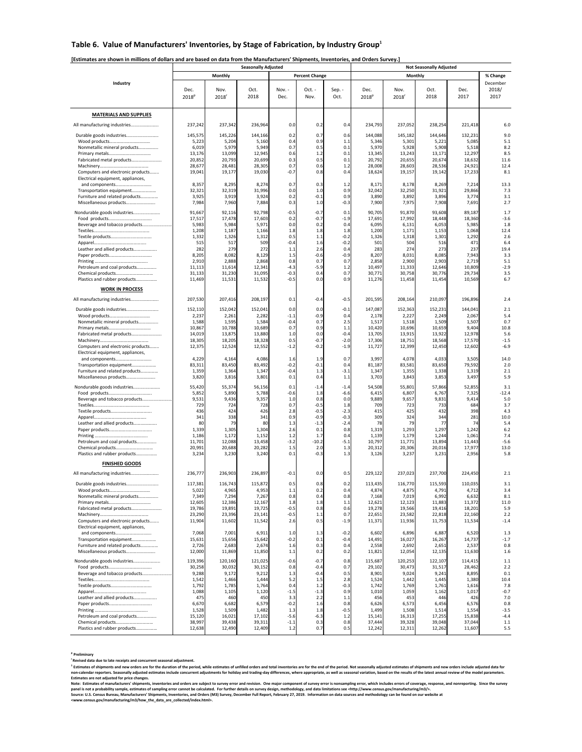## Table 6. Value of Manufacturers' Inventories, by Stage of Fabrication, by Industry Group[1]

**[Estimates are shown in millions of dollars and are based on data from the Manufacturers' Shipments, Inventories, and Orders Survey.]**

| Industry | Seasonally Adjusted | | | | | | Not Seasonally Adjusted | | | | % Change |
|---|---|---|---|---|---|---|---|---|---|---|---|
| | Monthly | | | Percent Change | | | Monthly | | | | December 2018/ 2017 |
| | Dec. 2018[p] | Nov. 2018[r] | Oct. 2018 | Nov. - Dec. | Oct. - Nov. | Sep. - Oct. | Dec. 2018[p] | Nov. 2018[r] | Oct. 2018 | Dec. 2017 | |
| **MATERIALS AND SUPPLIES** | | | | | | | | | | | |
| All manufacturing industries | 237,242 | 237,342 | 236,964 | 0.0 | 0.2 | 0.4 | 234,793 | 237,052 | 238,254 | 221,418 | 6.0 |
| Durable goods industries | 145,575 | 145,226 | 144,166 | 0.2 | 0.7 | 0.6 | 144,088 | 145,182 | 144,646 | 132,231 | 9.0 |
| Wood products | 5,223 | 5,204 | 5,160 | 0.4 | 0.9 | 1.1 | 5,346 | 5,301 | 5,221 | 5,085 | 5.1 |
| Nonmetallic mineral products | 6,019 | 5,979 | 5,949 | 0.7 | 0.5 | 0.1 | 5,970 | 5,928 | 5,908 | 5,518 | 8.2 |
| Primary metals | 13,176 | 13,099 | 12,945 | 0.6 | 1.2 | 0.1 | 13,345 | 13,243 | 13,171 | 12,297 | 8.5 |
| Fabricated metal products | 20,852 | 20,793 | 20,699 | 0.3 | 0.5 | 0.1 | 20,792 | 20,655 | 20,674 | 18,632 | 11.6 |
| Machinery | 28,677 | 28,481 | 28,305 | 0.7 | 0.6 | 1.2 | 28,008 | 28,603 | 28,536 | 24,921 | 12.4 |
| Computers and electronic products | 19,041 | 19,177 | 19,030 | -0.7 | 0.8 | 0.4 | 18,624 | 19,157 | 19,142 | 17,233 | 8.1 |
| Electrical equipment, appliances, and components | 8,357 | 8,295 | 8,274 | 0.7 | 0.3 | 1.2 | 8,171 | 8,178 | 8,269 | 7,214 | 13.3 |
| Transportation equipment | 32,321 | 32,319 | 31,996 | 0.0 | 1.0 | 0.9 | 32,042 | 32,250 | 31,921 | 29,866 | 7.3 |
| Furniture and related products | 3,925 | 3,919 | 3,924 | 0.2 | -0.1 | 0.9 | 3,890 | 3,892 | 3,896 | 3,774 | 3.1 |
| Miscellaneous products | 7,984 | 7,960 | 7,884 | 0.3 | 1.0 | -0.3 | 7,900 | 7,975 | 7,908 | 7,691 | 2.7 |
| Nondurable goods industries | 91,667 | 92,116 | 92,798 | -0.5 | -0.7 | 0.1 | 90,705 | 91,870 | 93,608 | 89,187 | 1.7 |
| Food products | 17,517 | 17,478 | 17,603 | 0.2 | -0.7 | -1.9 | 17,691 | 17,992 | 18,448 | 18,360 | -3.6 |
| Beverage and tobacco products | 5,983 | 5,984 | 5,971 | 0.0 | 0.2 | 0.4 | 6,095 | 6,131 | 6,053 | 5,985 | 1.8 |
| Textiles | 1,208 | 1,187 | 1,166 | 1.8 | 1.8 | 1.8 | 1,200 | 1,171 | 1,153 | 1,068 | 12.4 |
| Textile products | 1,332 | 1,326 | 1,312 | 0.5 | 1.1 | -0.2 | 1,326 | 1,318 | 1,301 | 1,292 | 2.6 |
| Apparel | 515 | 517 | 509 | -0.4 | 1.6 | -0.2 | 501 | 504 | 516 | 471 | 6.4 |
| Leather and allied products | 282 | 279 | 272 | 1.1 | 2.6 | 0.4 | 283 | 274 | 273 | 237 | 19.4 |
| Paper products | 8,205 | 8,082 | 8,129 | 1.5 | -0.6 | -0.9 | 8,207 | 8,031 | 8,085 | 7,943 | 3.3 |
| Printing | 2,910 | 2,888 | 2,868 | 0.8 | 0.7 | 0.7 | 2,858 | 2,900 | 2,903 | 2,719 | 5.1 |
| Petroleum and coal products | 11,113 | 11,614 | 12,341 | -4.3 | -5.9 | 1.2 | 10,497 | 11,333 | 12,646 | 10,809 | -2.9 |
| Chemical products | 31,133 | 31,230 | 31,095 | -0.3 | 0.4 | 0.7 | 30,771 | 30,758 | 30,776 | 29,734 | 3.5 |
| Plastics and rubber products | 11,469 | 11,531 | 11,532 | -0.5 | 0.0 | 0.9 | 11,276 | 11,458 | 11,454 | 10,569 | 6.7 |
| **WORK IN PROCESS** | | | | | | | | | | | |
| All manufacturing industries | 207,530 | 207,416 | 208,197 | 0.1 | -0.4 | -0.5 | 201,595 | 208,164 | 210,097 | 196,896 | 2.4 |
| Durable goods industries | 152,110 | 152,042 | 152,041 | 0.0 | 0.0 | -0.1 | 147,087 | 152,363 | 152,231 | 144,041 | 2.1 |
| Wood products | 2,237 | 2,261 | 2,282 | -1.1 | -0.9 | 0.4 | 2,178 | 2,227 | 2,249 | 2,067 | 5.4 |
| Nonmetallic mineral products | 1,588 | 1,595 | 1,584 | -0.4 | 0.7 | 2.5 | 1,517 | 1,518 | 1,509 | 1,507 | 0.7 |
| Primary metals | 10,867 | 10,788 | 10,689 | 0.7 | 0.9 | 1.1 | 10,420 | 10,696 | 10,659 | 9,404 | 10.8 |
| Fabricated metal products | 14,019 | 13,875 | 13,880 | 1.0 | 0.0 | -0.4 | 13,705 | 13,915 | 13,922 | 12,978 | 5.6 |
| Machinery | 18,305 | 18,205 | 18,328 | 0.5 | -0.7 | -2.0 | 17,306 | 18,751 | 18,568 | 17,570 | -1.5 |
| Computers and electronic products | 12,375 | 12,524 | 12,552 | -1.2 | -0.2 | -1.9 | 11,727 | 12,399 | 12,450 | 12,602 | -6.9 |
| Electrical equipment, appliances, and components | 4,229 | 4,164 | 4,086 | 1.6 | 1.9 | 0.7 | 3,997 | 4,078 | 4,033 | 3,505 | 14.0 |
| Transportation equipment | 83,311 | 83,450 | 83,492 | -0.2 | -0.1 | 0.4 | 81,187 | 83,581 | 83,650 | 79,592 | 2.0 |
| Furniture and related products | 1,359 | 1,364 | 1,347 | -0.4 | 1.3 | -3.1 | 1,347 | 1,355 | 1,338 | 1,319 | 2.1 |
| Miscellaneous products | 3,820 | 3,816 | 3,801 | 0.1 | 0.4 | 1.1 | 3,703 | 3,843 | 3,853 | 3,497 | 5.9 |
| Nondurable goods industries | 55,420 | 55,374 | 56,156 | 0.1 | -1.4 | -1.4 | 54,508 | 55,801 | 57,866 | 52,855 | 3.1 |
| Food products | 5,852 | 5,890 | 5,788 | -0.6 | 1.8 | -6.6 | 6,415 | 6,807 | 6,767 | 7,325 | -12.4 |
| Beverage and tobacco products | 9,531 | 9,436 | 9,357 | 1.0 | 0.8 | 0.0 | 9,889 | 9,657 | 9,831 | 9,414 | 5.0 |
| Textiles | 729 | 724 | 728 | 0.7 | -0.5 | 1.8 | 709 | 723 | 733 | 684 | 3.7 |
| Textile products | 436 | 424 | 426 | 2.8 | -0.5 | -2.3 | 415 | 425 | 432 | 398 | 4.3 |
| Apparel | 341 | 338 | 341 | 0.9 | -0.9 | -0.3 | 309 | 324 | 344 | 281 | 10.0 |
| Leather and allied products | 80 | 79 | 80 | 1.3 | -1.3 | -2.4 | 78 | 79 | 77 | 74 | 5.4 |
| Paper products | 1,339 | 1,305 | 1,304 | 2.6 | 0.1 | 0.8 | 1,319 | 1,293 | 1,297 | 1,242 | 6.2 |
| Printing | 1,186 | 1,172 | 1,152 | 1.2 | 1.7 | 0.4 | 1,139 | 1,179 | 1,244 | 1,061 | 7.4 |
| Petroleum and coal products | 11,701 | 12,088 | 13,458 | -3.2 | -10.2 | -5.1 | 10,797 | 11,771 | 13,894 | 11,443 | -5.6 |
| Chemical products | 20,991 | 20,688 | 20,282 | 1.5 | 2.0 | 1.3 | 20,312 | 20,306 | 20,016 | 17,977 | 13.0 |
| Plastics and rubber products | 3,234 | 3,230 | 3,240 | 0.1 | -0.3 | 1.3 | 3,126 | 3,237 | 3,231 | 2,956 | 5.8 |
| **FINISHED GOODS** | | | | | | | | | | | |
| All manufacturing industries | 236,777 | 236,903 | 236,897 | -0.1 | 0.0 | 0.5 | 229,122 | 237,023 | 237,700 | 224,450 | 2.1 |
| Durable goods industries | 117,381 | 116,743 | 115,872 | 0.5 | 0.8 | 0.2 | 113,435 | 116,770 | 115,593 | 110,035 | 3.1 |
| Wood products | 5,022 | 4,965 | 4,953 | 1.1 | 0.2 | 0.4 | 4,874 | 4,875 | 4,791 | 4,712 | 3.4 |
| Nonmetallic mineral products | 7,349 | 7,294 | 7,267 | 0.8 | 0.4 | 0.8 | 7,168 | 7,019 | 6,992 | 6,632 | 8.1 |
| Primary metals | 12,605 | 12,386 | 12,167 | 1.8 | 1.8 | 1.1 | 12,621 | 12,123 | 11,883 | 11,372 | 11.0 |
| Fabricated metal products | 19,786 | 19,891 | 19,725 | -0.5 | 0.8 | 0.6 | 19,278 | 19,566 | 19,416 | 18,201 | 5.9 |
| Machinery | 23,290 | 23,396 | 23,141 | -0.5 | 1.1 | 0.7 | 22,651 | 23,582 | 22,818 | 22,160 | 2.2 |
| Computers and electronic products | 11,904 | 11,602 | 11,542 | 2.6 | 0.5 | -1.9 | 11,371 | 11,936 | 11,753 | 11,534 | -1.4 |
| Electrical equipment, appliances, and components | 7,068 | 7,001 | 6,911 | 1.0 | 1.3 | -0.2 | 6,602 | 6,896 | 6,887 | 6,520 | 1.3 |
| Transportation equipment | 15,631 | 15,656 | 15,642 | -0.2 | 0.1 | -0.4 | 14,491 | 16,027 | 16,267 | 14,737 | -1.7 |
| Furniture and related products | 2,726 | 2,683 | 2,674 | 1.6 | 0.3 | 0.4 | 2,558 | 2,692 | 2,651 | 2,537 | 0.8 |
| Miscellaneous products | 12,000 | 11,869 | 11,850 | 1.1 | 0.2 | 0.2 | 11,821 | 12,054 | 12,135 | 11,630 | 1.6 |
| Nondurable goods industries | 119,396 | 120,160 | 121,025 | -0.6 | -0.7 | 0.8 | 115,687 | 120,253 | 122,107 | 114,415 | 1.1 |
| Food products | 30,258 | 30,032 | 30,152 | 0.8 | -0.4 | 0.7 | 29,102 | 30,473 | 31,517 | 28,462 | 2.2 |
| Beverage and tobacco products | 9,288 | 9,172 | 9,212 | 1.3 | -0.4 | 0.5 | 8,901 | 9,024 | 9,241 | 8,895 | 0.1 |
| Textiles | 1,542 | 1,466 | 1,444 | 5.2 | 1.5 | 2.8 | 1,524 | 1,442 | 1,445 | 1,380 | 10.4 |
| Textile products | 1,792 | 1,785 | 1,764 | 0.4 | 1.2 | -0.3 | 1,742 | 1,769 | 1,761 | 1,616 | 7.8 |
| Apparel | 1,088 | 1,105 | 1,120 | -1.5 | -1.3 | 0.9 | 1,010 | 1,059 | 1,162 | 1,017 | -0.7 |
| Leather and allied products | 475 | 460 | 450 | 3.3 | 2.2 | 1.1 | 456 | 453 | 446 | 426 | 7.0 |
| Paper products | 6,670 | 6,682 | 6,579 | -0.2 | 1.6 | 0.8 | 6,626 | 6,573 | 6,456 | 6,576 | 0.8 |
| Printing | 1,528 | 1,509 | 1,482 | 1.3 | 1.8 | -0.5 | 1,499 | 1,508 | 1,514 | 1,554 | -3.5 |
| Petroleum and coal products | 15,120 | 16,021 | 17,102 | -5.6 | -6.3 | 1.2 | 15,141 | 16,313 | 17,255 | 15,838 | -4.4 |
| Chemical products | 38,997 | 39,438 | 39,311 | -1.1 | 0.3 | 0.8 | 37,444 | 39,328 | 39,048 | 37,044 | 1.1 |
| Plastics and rubber products | 12,638 | 12,490 | 12,409 | 1.2 | 0.7 | 0.5 | 12,242 | 12,311 | 12,262 | 11,607 | 5.5 |

[p] Preliminary

[r] Revised data due to late receipts and concurrent seasonal adjustment.

[1] Estimates of shipments and new orders are for the duration of the period, while estimates of unfilled orders and total inventories are for the end of the period. Not seasonally adjusted estimates of shipments and new orders include adjusted data for non-calendar reporters. Seasonally adjusted estimates include concurrent adjustments for holiday and trading-day differences, where appropriate, as well as seasonal variation, based on the results of the latest annual review of the model parameters. Estimates are not adjusted for price changes.

Note: Estimates of manufacturers' shipments, inventories and orders are subject to survey error and revision. One major component of survey error is nonsampling error, which includes errors of coverage, response, and nonreporting. Since the survey panel is not a probability sample, estimates of sampling error cannot be calculated. For further details on survey design, methodology, and data limitations see <http://www.census.gov/manufacturing/m3/>.

Source: U.S. Census Bureau, Manufacturers' Shipments, Inventories, and Orders (M3) Survey, December Full Report, February 27, 2019. Information on data sources and methodology can be found on our website at <www.census.gov/manufacturing/m3/how_the_data_are_collected/index.html>.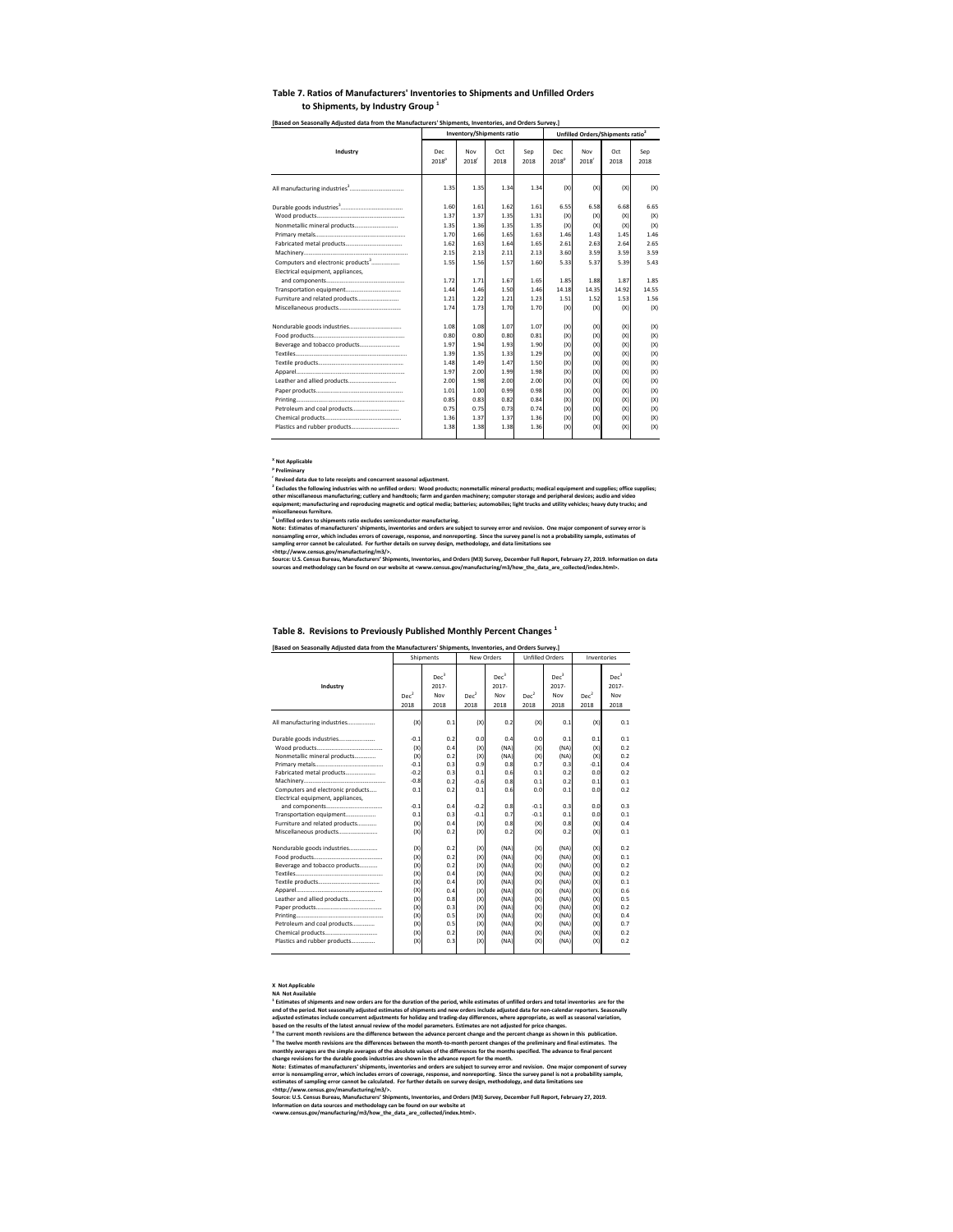## Table 7. Ratios of Manufacturers' Inventories to Shipments and Unfilled Orders to Shipments, by Industry Group [1]

[Based on Seasonally Adjusted data from the Manufacturers' Shipments, Inventories, and Orders Survey.]

| Industry | Inventory/Shipments ratio | | | | Unfilled Orders/Shipments ratio[2] | | | |
|---|---|---|---|---|---|---|---|---|
| | Dec 2018[p] | Nov 2018[r] | Oct 2018 | Sep 2018 | Dec 2018[p] | Nov 2018[r] | Oct 2018 | Sep 2018 |
| All manufacturing industries[3]................................ | 1.35 | 1.35 | 1.34 | 1.34 | (X) | (X) | (X) | (X) |
| Durable goods industries[3]...................................... | 1.60 | 1.61 | 1.62 | 1.61 | 6.55 | 6.58 | 6.68 | 6.65 |
| Wood products.................................................... | 1.37 | 1.37 | 1.35 | 1.31 | (X) | (X) | (X) | (X) |
| Nonmetallic mineral products............................ | 1.35 | 1.36 | 1.35 | 1.35 | (X) | (X) | (X) | (X) |
| Primary metals.................................................... | 1.70 | 1.66 | 1.65 | 1.63 | 1.46 | 1.43 | 1.45 | 1.46 |
| Fabricated metal products.................................. | 1.62 | 1.63 | 1.64 | 1.65 | 2.61 | 2.63 | 2.64 | 2.65 |
| Machinery............................................................ | 2.15 | 2.13 | 2.11 | 2.13 | 3.60 | 3.59 | 3.59 | 3.59 |
| Computers and electronic products[3]................ | 1.55 | 1.56 | 1.57 | 1.60 | 5.33 | 5.37 | 5.39 | 5.43 |
| Electrical equipment, appliances, and components............................................ | 1.72 | 1.71 | 1.67 | 1.65 | 1.85 | 1.88 | 1.87 | 1.85 |
| Transportation equipment................................ | 1.44 | 1.46 | 1.50 | 1.46 | 14.18 | 14.35 | 14.92 | 14.55 |
| Furniture and related products........................ | 1.21 | 1.22 | 1.21 | 1.23 | 1.51 | 1.52 | 1.53 | 1.56 |
| Miscellaneous products..................................... | 1.74 | 1.73 | 1.70 | 1.70 | (X) | (X) | (X) | (X) |
| Nondurable goods industries............................... | 1.08 | 1.08 | 1.07 | 1.07 | (X) | (X) | (X) | (X) |
| Food products..................................................... | 0.80 | 0.80 | 0.80 | 0.81 | (X) | (X) | (X) | (X) |
| Beverage and tobacco products........................ | 1.97 | 1.94 | 1.93 | 1.90 | (X) | (X) | (X) | (X) |
| Textiles................................................................ | 1.39 | 1.35 | 1.33 | 1.29 | (X) | (X) | (X) | (X) |
| Textile products.................................................. | 1.48 | 1.49 | 1.47 | 1.50 | (X) | (X) | (X) | (X) |
| Apparel................................................................ | 1.97 | 2.00 | 1.99 | 1.98 | (X) | (X) | (X) | (X) |
| Leather and allied products.............................. | 2.00 | 1.98 | 2.00 | 2.00 | (X) | (X) | (X) | (X) |
| Paper products................................................... | 1.01 | 1.00 | 0.99 | 0.98 | (X) | (X) | (X) | (X) |
| Printing............................................................... | 0.85 | 0.83 | 0.82 | 0.84 | (X) | (X) | (X) | (X) |
| Petroleum and coal products............................ | 0.75 | 0.75 | 0.73 | 0.74 | (X) | (X) | (X) | (X) |
| Chemical products.............................................. | 1.36 | 1.37 | 1.37 | 1.36 | (X) | (X) | (X) | (X) |
| Plastics and rubber products............................ | 1.38 | 1.38 | 1.38 | 1.36 | (X) | (X) | (X) | (X) |

[X] Not Applicable

[p] Preliminary

[r] Revised data due to late receipts and concurrent seasonal adjustment.

[2] Excludes the following industries with no unfilled orders: Wood products; nonmetallic mineral products; medical equipment and supplies; office supplies; other miscellaneous manufacturing; cutlery and handtools; farm and garden machinery; computer storage and peripheral devices; audio and video equipment; manufacturing and reproducing magnetic and optical media; batteries; automobiles; light trucks and utility vehicles; heavy duty trucks; and miscellaneous furniture.

[3] Unfilled orders to shipments ratio excludes semiconductor manufacturing.

Note: Estimates of manufacturers' shipments, inventories and orders are subject to survey error and revision. One major component of survey error is nonsampling error, which includes errors of coverage, response, and nonreporting. Since the survey panel is not a probability sample, estimates of sampling error cannot be calculated. For further details on survey design, methodology, and data limitations see <http://www.census.gov/manufacturing/m3/>.

Source: U.S. Census Bureau, Manufacturers' Shipments, Inventories, and Orders (M3) Survey, December Full Report, February 27, 2019. Information on data sources and methodology can be found on our website at <www.census.gov/manufacturing/m3/how_the_data_are_collected/index.html>.

## Table 8. Revisions to Previously Published Monthly Percent Changes [1]

[Based on Seasonally Adjusted data from the Manufacturers' Shipments, Inventories, and Orders Survey.]

| Industry | Shipments | | New Orders | | Unfilled Orders | | Inventories | |
|---|---|---|---|---|---|---|---|---|
| | Dec[2] 2018 | Dec[3] 2017-Nov 2018 | Dec[2] 2018 | Dec[3] 2017-Nov 2018 | Dec[2] 2018 | Dec[3] 2017-Nov 2018 | Dec[2] 2018 | Dec[3] 2017-Nov 2018 |
| All manufacturing industries................. | (X) | 0.1 | (X) | 0.2 | (X) | 0.1 | (X) | 0.1 |
| Durable goods industries...................... | -0.1 | 0.2 | 0.0 | 0.4 | 0.0 | 0.1 | 0.1 | 0.1 |
| Wood products..................................... | (X) | 0.4 | (X) | (NA) | (X) | (NA) | (X) | 0.2 |
| Nonmetallic mineral products............. | (X) | 0.2 | (X) | (NA) | (X) | (NA) | (X) | 0.2 |
| Primary metals..................................... | -0.1 | 0.3 | 0.9 | 0.8 | 0.7 | 0.3 | -0.1 | 0.4 |
| Fabricated metal products.................. | -0.2 | 0.3 | 0.1 | 0.6 | 0.1 | 0.2 | 0.0 | 0.2 |
| Machinery............................................ | -0.8 | 0.2 | -0.6 | 0.8 | 0.1 | 0.2 | 0.1 | 0.1 |
| Computers and electronic products..... | 0.1 | 0.2 | 0.1 | 0.6 | 0.0 | 0.1 | 0.0 | 0.2 |
| Electrical equipment, appliances, and components.............................. | -0.1 | 0.4 | -0.2 | 0.8 | -0.1 | 0.3 | 0.0 | 0.3 |
| Transportation equipment.................. | 0.1 | 0.3 | -0.1 | 0.7 | -0.1 | 0.1 | 0.0 | 0.1 |
| Furniture and related products........... | (X) | 0.4 | (X) | 0.8 | (X) | 0.8 | (X) | 0.4 |
| Miscellaneous products....................... | (X) | 0.2 | (X) | 0.2 | (X) | 0.2 | (X) | 0.1 |
| Nondurable goods industries................. | (X) | 0.2 | (X) | (NA) | (X) | (NA) | (X) | 0.2 |
| Food products....................................... | (X) | 0.2 | (X) | (NA) | (X) | (NA) | (X) | 0.1 |
| Beverage and tobacco products........... | (X) | 0.2 | (X) | (NA) | (X) | (NA) | (X) | 0.2 |
| Textiles.................................................. | (X) | 0.4 | (X) | (NA) | (X) | (NA) | (X) | 0.2 |
| Textile products.................................... | (X) | 0.4 | (X) | (NA) | (X) | (NA) | (X) | 0.1 |
| Apparel.................................................. | (X) | 0.4 | (X) | (NA) | (X) | (NA) | (X) | 0.6 |
| Leather and allied products................ | (X) | 0.8 | (X) | (NA) | (X) | (NA) | (X) | 0.5 |
| Paper products..................................... | (X) | 0.3 | (X) | (NA) | (X) | (NA) | (X) | 0.2 |
| Printing................................................. | (X) | 0.5 | (X) | (NA) | (X) | (NA) | (X) | 0.4 |
| Petroleum and coal products.............. | (X) | 0.5 | (X) | (NA) | (X) | (NA) | (X) | 0.7 |
| Chemical products................................ | (X) | 0.2 | (X) | (NA) | (X) | (NA) | (X) | 0.2 |
| Plastics and rubber products.............. | (X) | 0.3 | (X) | (NA) | (X) | (NA) | (X) | 0.2 |

X Not Applicable

NA Not Available

[1] Estimates of shipments and new orders are for the duration of the period, while estimates of unfilled orders and total inventories are for the end of the period. Not seasonally adjusted estimates of shipments and new orders include adjusted data for non-calendar reporters. Seasonally adjusted estimates include concurrent adjustments for holiday and trading-day differences, where appropriate, as well as seasonal variation, based on the results of the latest annual review of the model parameters. Estimates are not adjusted for price changes.

[2] The current month revisions are the difference between the advance percent change and the percent change as shown in this publication.

[3] The twelve month revisions are the differences between the month-to-month percent changes of the preliminary and final estimates. The monthly averages are the simple averages of the absolute values of the differences for the months specified. The advance to final percent change revisions for the durable goods industries are shown in the advance report for the month.

Note: Estimates of manufacturers' shipments, inventories and orders are subject to survey error and revision. One major component of survey error is nonsampling error, which includes errors of coverage, response, and nonreporting. Since the survey panel is not a probability sample, estimates of sampling error cannot be calculated. For further details on survey design, methodology, and data limitations see <http://www.census.gov/manufacturing/m3/>.

Source: U.S. Census Bureau, Manufacturers' Shipments, Inventories, and Orders (M3) Survey, December Full Report, February 27, 2019. Information on data sources and methodology can be found on our website at <www.census.gov/manufacturing/m3/how_the_data_are_collected/index.html>.